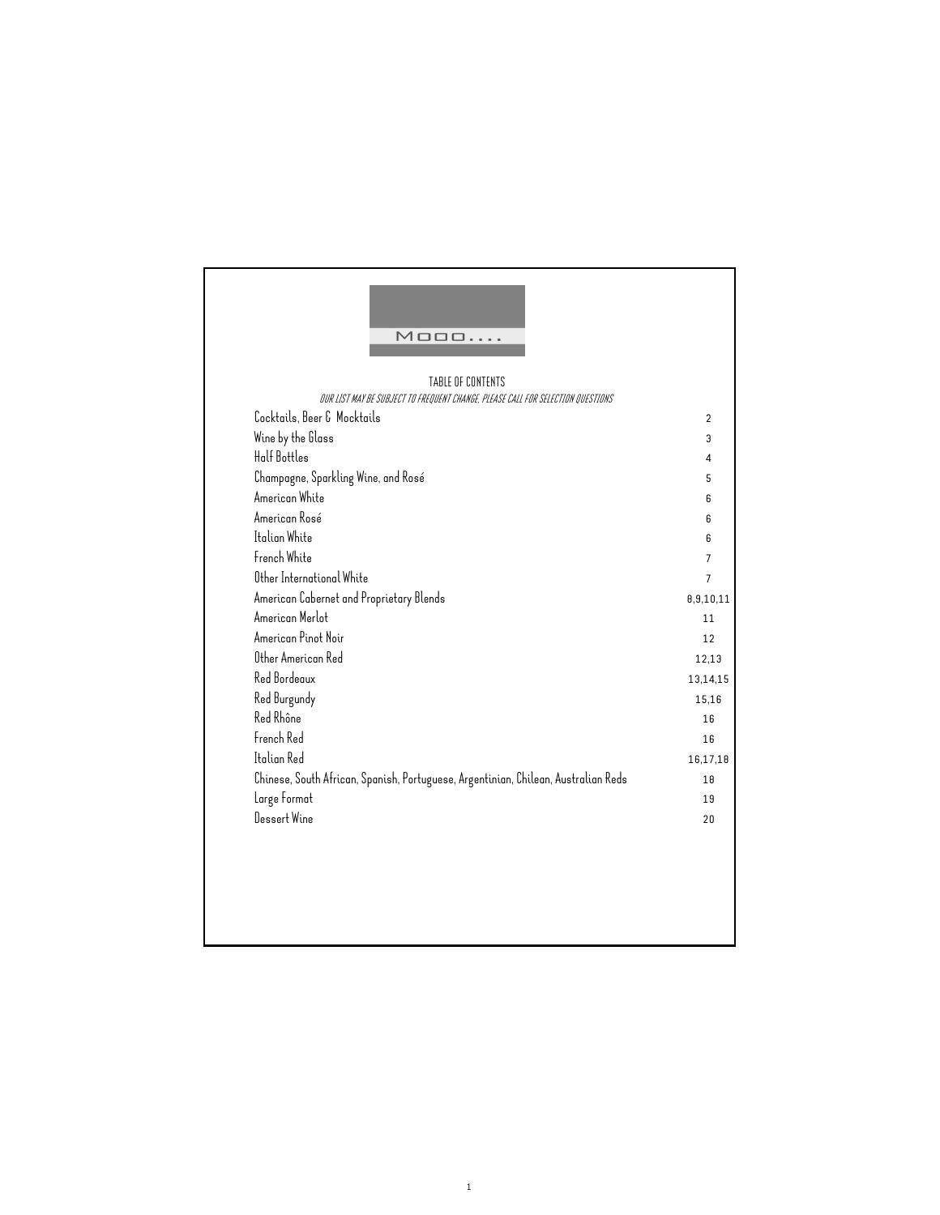Mooo....

# TABLE OF CONTENTS

*OUR LIST MAY BE SUBJECT TO FREQUENT CHANGE, PLEASE CALL FOR SELECTION QUESTIONS*

| | |
|---|---|
| Cocktails, Beer & Mocktails | 2 |
| Wine by the Glass | 3 |
| Half Bottles | 4 |
| Champagne, Sparkling Wine, and Rosé | 5 |
| American White | 6 |
| American Rosé | 6 |
| Italian White | 6 |
| French White | 7 |
| Other International White | 7 |
| American Cabernet and Proprietary Blends | 8,9,10,11 |
| American Merlot | 11 |
| American Pinot Noir | 12 |
| Other American Red | 12,13 |
| Red Bordeaux | 13,14,15 |
| Red Burgundy | 15,16 |
| Red Rhône | 16 |
| French Red | 16 |
| Italian Red | 16,17,18 |
| Chinese, South African, Spanish, Portuguese, Argentinian, Chilean, Australian Reds | 18 |
| Large Format | 19 |
| Dessert Wine | 20 |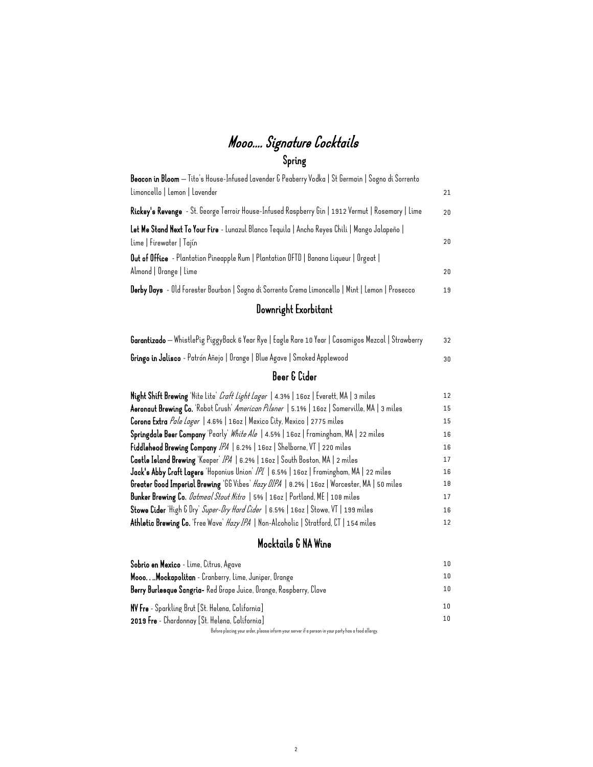# Mooo.... Signature Cocktails

## Spring

**Beacon in Bloom** – Tito's House-Infused Lavender & Peaberry Vodka | St Germain | Sogno di Sorrento Limoncello | Lemon | Lavender — 21

**Rickey's Revenge** - St. George Terroir House-Infused Raspberry Gin | 1912 Vermut | Rosemary | Lime — 20

**Let Me Stand Next To Your Fire** - Lunazul Blanco Tequila | Ancho Reyes Chili | Mango Jalapeño | Lime | Firewater | Tajín — 20

**Out of Office** - Plantation Pineapple Rum | Plantation OFTD | Banana Liqueur | Orgeat | Almond | Orange | Lime — 20

**Derby Days** - Old Forester Bourbon | Sogno di Sorrento Crema Limoncello | Mint | Lemon | Prosecco — 19

## Downright Exorbitant

**Garantizado** – WhistlePig PiggyBack 6 Year Rye | Eagle Rare 10 Year | Casamigos Mezcal | Strawberry — 32

**Gringo in Jalisco** - Patrón Añejo | Orange | Blue Agave | Smoked Applewood — 30

## Beer & Cider

**Night Shift Brewing** 'Nite Lite' *Craft Light Lager* | 4.3% | 16oz | Everett, MA | 3 miles — 12

**Aeronaut Brewing Co.** 'Robot Crush' *American Pilsner* | 5.1% | 16oz | Somerville, MA | 3 miles — 15

**Corona Extra** *Pale Lager* | 4.6% | 16oz | Mexico City, Mexico | 2775 miles — 15

**Springdale Beer Company** 'Pearly' *White Ale* | 4.5% | 16oz | Framingham, MA | 22 miles — 16

**Fiddlehead Brewing Company** *IPA* | 6.2% | 16oz | Shelborne, VT | 220 miles — 16

**Castle Island Brewing** 'Keeper' *IPA* | 6.2% | 16oz | South Boston, MA | 2 miles — 17

**Jack's Abby Craft Lagers** 'Hoponius Union' *IPL* | 6.5% | 16oz | Framingham, MA | 22 miles — 16

**Greater Good Imperial Brewing** 'GG Vibes' *Hazy DIPA* | 8.2% | 16oz | Worcester, MA | 50 miles — 18

**Bunker Brewing Co.** *Oatmeal Stout Nitro* | 5% | 16oz | Portland, ME | 108 miles — 17

**Stowe Cider** 'High & Dry' *Super-Dry Hard Cider* | 6.5% | 16oz | Stowe, VT | 199 miles — 16

**Athletic Brewing Co.** 'Free Wave' *Hazy IPA* | Non-Alcoholic | Stratford, CT | 154 miles — 12

## Mocktails & NA Wine

**Sobrio en Mexico** - Lime, Citrus, Agave — 10

**Mooo. . .Mockapolitan** - Cranberry, Lime, Juniper, Orange — 10

**Berry Burlesque Sangria**- Red Grape Juice, Orange, Raspberry, Clove — 10

**NV Fre** - Sparkling Brut [St. Helena, California] — 10

**2019 Fre** - Chardonnay [St. Helena, California] — 10

Before placing your order, please inform your server if a person in your party has a food allergy.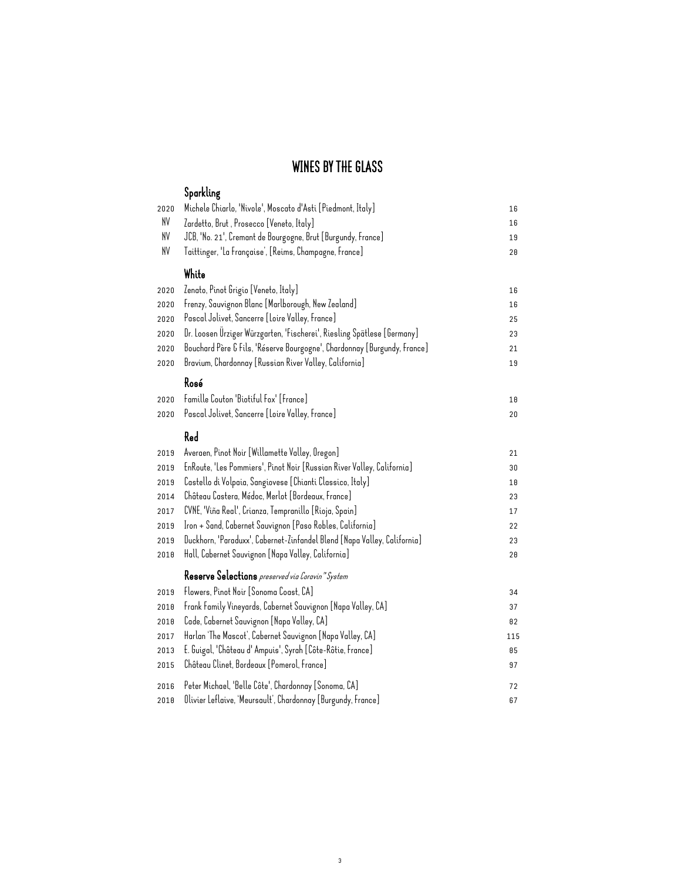# WINES BY THE GLASS

## Sparkling

| | | |
|---|---|---|
| 2020 | Michele Chiarlo, 'Nivole', Moscato d'Asti [Piedmont, Italy] | 16 |
| NV | Zardetto, Brut , Prosecco [Veneto, Italy] | 16 |
| NV | JCB, 'No. 21', Cremant de Bourgogne, Brut [Burgundy, France] | 19 |
| NV | Taittinger, 'La Française', [Reims, Champagne, France] | 28 |

## White

| | | |
|---|---|---|
| 2020 | Zenato, Pinot Grigio [Veneto, Italy] | 16 |
| 2020 | Frenzy, Sauvignon Blanc [Marlborough, New Zealand] | 16 |
| 2020 | Pascal Jolivet, Sancerre [Loire Valley, France] | 25 |
| 2020 | Dr. Loosen Ürziger Würzgarten, 'Fischerei', Riesling Spätlese [Germany] | 23 |
| 2020 | Bouchard Père & Fils, 'Réserve Bourgogne', Chardonnay [Burgundy, France] | 21 |
| 2020 | Bravium, Chardonnay [Russian River Valley, California] | 19 |

## Rosé

| | | |
|---|---|---|
| 2020 | Famille Couton 'Biotiful Fox' [France] | 18 |
| 2020 | Pascal Jolivet, Sancerre [Loire Valley, France] | 20 |

## Red

| | | |
|---|---|---|
| 2019 | Averaen, Pinot Noir [Willamette Valley, Oregon] | 21 |
| 2019 | EnRoute, 'Les Pommiers', Pinot Noir [Russian River Valley, California] | 30 |
| 2019 | Castello di Volpaia, Sangiovese [Chianti Classico, Italy] | 18 |
| 2014 | Château Castera, Médoc, Merlot [Bordeaux, France] | 23 |
| 2017 | CVNE, 'Viña Real', Crianza, Tempranillo [Rioja, Spain] | 17 |
| 2019 | Iron + Sand, Cabernet Sauvignon [Paso Robles, California] | 22 |
| 2019 | Duckhorn, 'Paraduxx', Cabernet-Zinfandel Blend [Napa Valley, California] | 23 |
| 2018 | Hall, Cabernet Sauvignon [Napa Valley, California] | 28 |

## Reserve Selections *preserved via Coravin™ System*

| | | |
|---|---|---|
| 2019 | Flowers, Pinot Noir [Sonoma Coast, CA] | 34 |
| 2018 | Frank Family Vineyards, Cabernet Sauvignon [Napa Valley, CA] | 37 |
| 2018 | Cade, Cabernet Sauvignon [Napa Valley, CA] | 82 |
| 2017 | Harlan 'The Mascot', Cabernet Sauvignon [Napa Valley, CA] | 115 |
| 2013 | E. Guigal, 'Château d' Ampuis', Syrah [Côte-Rôtie, France] | 85 |
| 2015 | Château Clinet, Bordeaux [Pomerol, France] | 97 |
| 2016 | Peter Michael, 'Belle Côte', Chardonnay [Sonoma, CA] | 72 |
| 2018 | Olivier Leflaive, 'Meursault', Chardonnay [Burgundy, France] | 67 |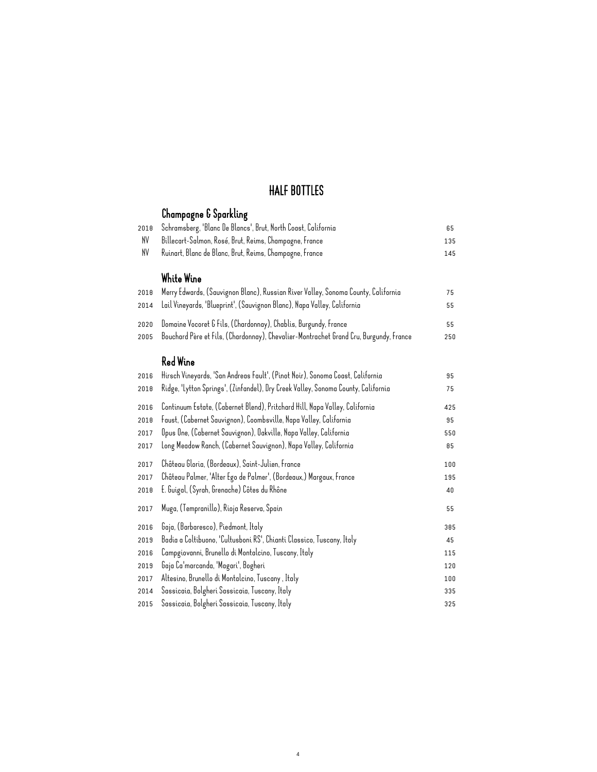# HALF BOTTLES

## Champagne & Sparkling

| | | |
|---|---|---|
| 2018 | Schramsberg, 'Blanc De Blancs', Brut, North Coast, California | 65 |
| NV | Billecart-Salmon, Rosé, Brut, Reims, Champagne, France | 135 |
| NV | Ruinart, Blanc de Blanc, Brut, Reims, Champagne, France | 145 |

## White Wine

| | | |
|---|---|---|
| 2018 | Merry Edwards, (Sauvignon Blanc), Russian River Valley, Sonoma County, California | 75 |
| 2014 | Lail Vineyards, 'Blueprint', (Sauvignon Blanc), Napa Valley, California | 55 |
| 2020 | Domaine Vocoret & Fils, (Chardonnay), Chablis, Burgundy, France | 55 |
| 2005 | Bouchard Père et Fils, (Chardonnay), Chevalier-Montrachet Grand Cru, Burgundy, France | 250 |

## Red Wine

| | | |
|---|---|---|
| 2016 | Hirsch Vineyards, 'San Andreas Fault', (Pinot Noir), Sonoma Coast, California | 95 |
| 2018 | Ridge, 'Lytton Springs', (Zinfandel), Dry Creek Valley, Sonoma County, California | 75 |
| 2016 | Continuum Estate, (Cabernet Blend), Pritchard Hill, Napa Valley, California | 425 |
| 2018 | Faust, (Cabernet Sauvignon), Coombsville, Napa Valley, California | 95 |
| 2017 | Opus One, (Cabernet Sauvignon), Oakville, Napa Valley, California | 550 |
| 2017 | Long Meadow Ranch, (Cabernet Sauvignon), Napa Valley, California | 85 |
| 2017 | Château Gloria, (Bordeaux), Saint-Julien, France | 100 |
| 2017 | Château Palmer, 'Alter Ego de Palmer', (Bordeaux,) Margaux, France | 195 |
| 2018 | E. Guigal, (Syrah, Grenache) Côtes du Rhône | 40 |
| 2017 | Muga, (Tempranillo), Rioja Reserva, Spain | 55 |
| 2016 | Gaja, (Barbaresco), Piedmont, Italy | 385 |
| 2019 | Badia a Coltibuono, 'Cultusboni RS', Chianti Classico, Tuscany, Italy | 45 |
| 2016 | Campgiovanni, Brunello di Montalcino, Tuscany, Italy | 115 |
| 2019 | Gaja Ca'marcanda, 'Magari', Bogheri | 120 |
| 2017 | Altesino, Brunello di Montalcino, Tuscany , Italy | 100 |
| 2014 | Sassicaia, Bolgheri Sassicaia, Tuscany, Italy | 335 |
| 2015 | Sassicaia, Bolgheri Sassicaia, Tuscany, Italy | 325 |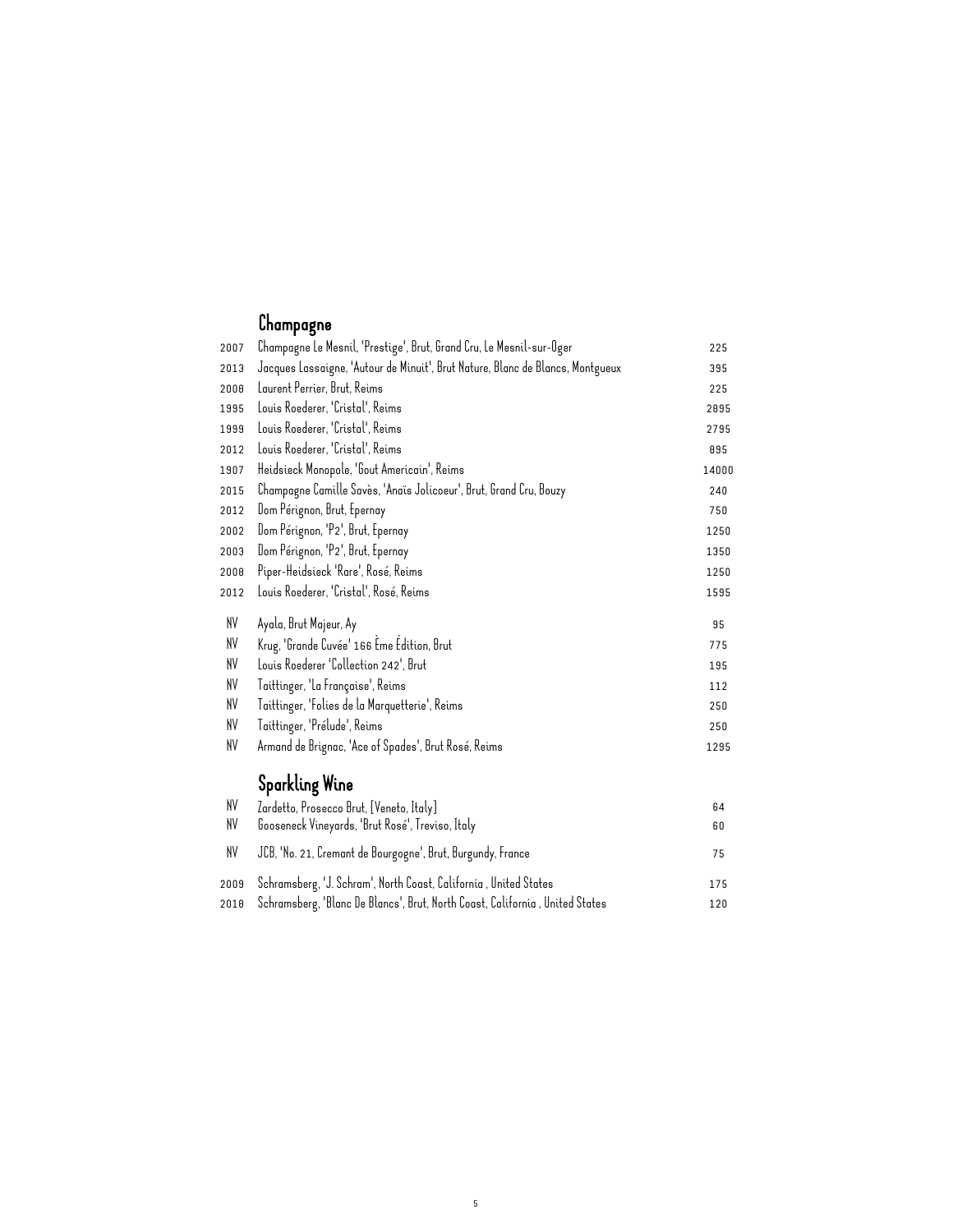## Champagne

| Vintage | Wine | Price |
|---|---|---|
| 2007 | Champagne Le Mesnil, 'Prestige', Brut, Grand Cru, Le Mesnil-sur-Oger | 225 |
| 2013 | Jacques Lassaigne, 'Autour de Minuit', Brut Nature, Blanc de Blancs, Montgueux | 395 |
| 2008 | Laurent Perrier, Brut, Reims | 225 |
| 1995 | Louis Roederer, 'Cristal', Reims | 2895 |
| 1999 | Louis Roederer, 'Cristal', Reims | 2795 |
| 2012 | Louis Roederer, 'Cristal', Reims | 895 |
| 1907 | Heidsieck Monopole, 'Gout Americain', Reims | 14000 |
| 2015 | Champagne Camille Savès, 'Anaïs Jolicoeur', Brut, Grand Cru, Bouzy | 240 |
| 2012 | Dom Pérignon, Brut, Epernay | 750 |
| 2002 | Dom Pérignon, 'P2', Brut, Epernay | 1250 |
| 2003 | Dom Pérignon, 'P2', Brut, Epernay | 1350 |
| 2008 | Piper-Heidsieck 'Rare', Rosé, Reims | 1250 |
| 2012 | Louis Roederer, 'Cristal', Rosé, Reims | 1595 |
| NV | Ayala, Brut Majeur, Ay | 95 |
| NV | Krug, 'Grande Cuvée' 166 Ème Édition, Brut | 775 |
| NV | Louis Roederer 'Collection 242', Brut | 195 |
| NV | Taittinger, 'La Française', Reims | 112 |
| NV | Taittinger, 'Folies de la Marquetterie', Reims | 250 |
| NV | Taittinger, 'Prélude', Reims | 250 |
| NV | Armand de Brignac, 'Ace of Spades', Brut Rosé, Reims | 1295 |

## Sparkling Wine

| Vintage | Wine | Price |
|---|---|---|
| NV | Zardetto, Prosecco Brut, [Veneto, Italy] | 64 |
| NV | Gooseneck Vineyards, 'Brut Rosé', Treviso, Italy | 60 |
| NV | JCB, 'No. 21, Cremant de Bourgogne', Brut, Burgundy, France | 75 |
| 2009 | Schramsberg, 'J. Schram', North Coast, California , United States | 175 |
| 2018 | Schramsberg, 'Blanc De Blancs', Brut, North Coast, California , United States | 120 |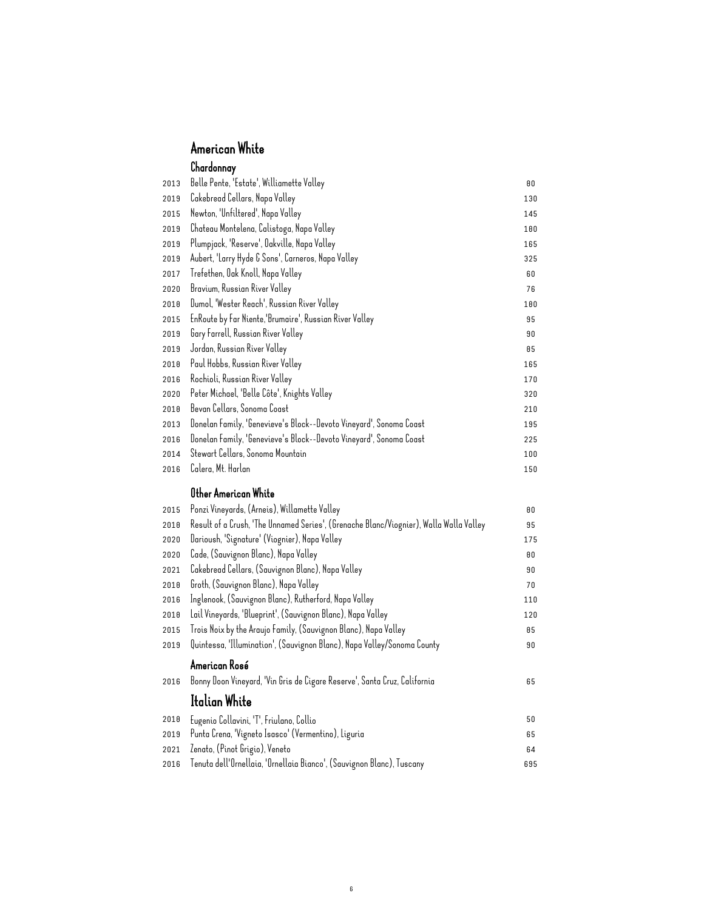# American White

## Chardonnay

| Year | Wine | Price |
|---|---|---|
| 2013 | Belle Pente, 'Estate', Williamette Valley | 80 |
| 2019 | Cakebread Cellars, Napa Valley | 130 |
| 2015 | Newton, 'Unfiltered', Napa Valley | 145 |
| 2019 | Chateau Montelena, Calistoga, Napa Valley | 180 |
| 2019 | Plumpjack, 'Reserve', Oakville, Napa Valley | 165 |
| 2019 | Aubert, 'Larry Hyde & Sons', Carneros, Napa Valley | 325 |
| 2017 | Trefethen, Oak Knoll, Napa Valley | 60 |
| 2020 | Bravium, Russian River Valley | 76 |
| 2018 | Dumol, 'Wester Reach', Russian River Valley | 180 |
| 2015 | EnRoute by Far Niente,'Brumaire', Russian River Valley | 95 |
| 2019 | Gary Farrell, Russian River Valley | 90 |
| 2019 | Jordan, Russian River Valley | 85 |
| 2018 | Paul Hobbs, Russian River Valley | 165 |
| 2016 | Rochioli, Russian River Valley | 170 |
| 2020 | Peter Michael, 'Belle Côte', Knights Valley | 320 |
| 2018 | Bevan Cellars, Sonoma Coast | 210 |
| 2013 | Donelan Family, 'Genevieve's Block--Devoto Vineyard', Sonoma Coast | 195 |
| 2016 | Donelan Family, 'Genevieve's Block--Devoto Vineyard', Sonoma Coast | 225 |
| 2014 | Stewart Cellars, Sonoma Mountain | 100 |
| 2016 | Calera, Mt. Harlan | 150 |

## Other American White

| Year | Wine | Price |
|---|---|---|
| 2015 | Ponzi Vineyards, (Arneis), Willamette Valley | 80 |
| 2018 | Result of a Crush, 'The Unnamed Series', (Grenache Blanc/Viognier), Walla Walla Valley | 95 |
| 2020 | Darioush, 'Signature' (Viognier), Napa Valley | 175 |
| 2020 | Cade, (Sauvignon Blanc), Napa Valley | 80 |
| 2021 | Cakebread Cellars, (Sauvignon Blanc), Napa Valley | 90 |
| 2018 | Groth, (Sauvignon Blanc), Napa Valley | 70 |
| 2016 | Inglenook, (Sauvignon Blanc), Rutherford, Napa Valley | 110 |
| 2018 | Lail Vineyards, 'Blueprint', (Sauvignon Blanc), Napa Valley | 120 |
| 2015 | Trois Noix by the Araujo Family, (Sauvignon Blanc), Napa Valley | 85 |
| 2019 | Quintessa, 'Illumination', (Sauvignon Blanc), Napa Valley/Sonoma County | 90 |

## American Rosé

| Year | Wine | Price |
|---|---|---|
| 2016 | Bonny Doon Vineyard, 'Vin Gris de Cigare Reserve', Santa Cruz, California | 65 |

# Italian White

| Year | Wine | Price |
|---|---|---|
| 2018 | Eugenio Collavini, 'T', Friulano, Collio | 50 |
| 2019 | Punta Crena, 'Vigneto Isasco' (Vermentino), Liguria | 65 |
| 2021 | Zenato, (Pinot Grigio), Veneto | 64 |
| 2016 | Tenuta dell'Ornellaia, 'Ornellaia Bianco', (Sauvignon Blanc), Tuscany | 695 |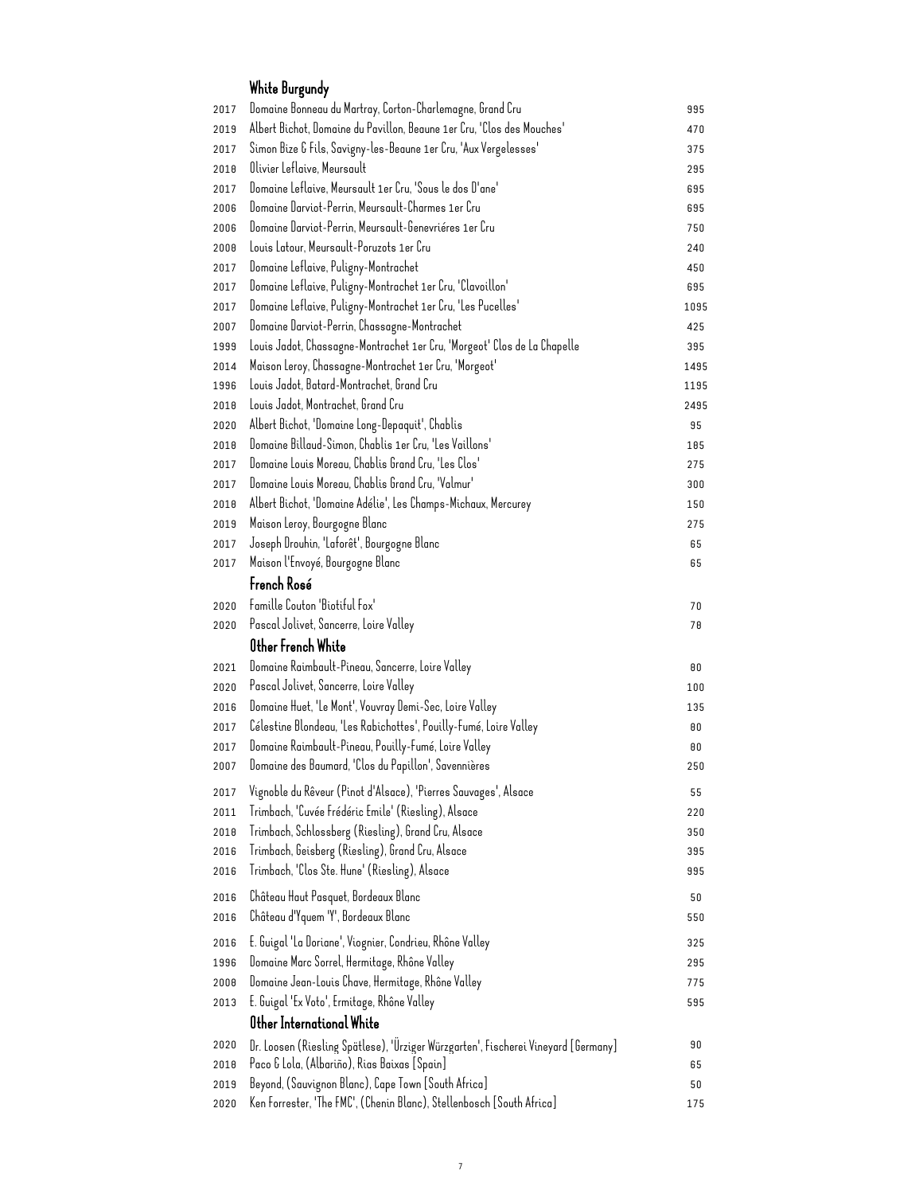## White Burgundy

| | | |
|---|---|---|
| 2017 | Domaine Bonneau du Martray, Corton-Charlemagne, Grand Cru | 995 |
| 2019 | Albert Bichot, Domaine du Pavillon, Beaune 1er Cru, 'Clos des Mouches' | 470 |
| 2017 | Simon Bize & Fils, Savigny-les-Beaune 1er Cru, 'Aux Vergelesses' | 375 |
| 2018 | Olivier Leflaive, Meursault | 295 |
| 2017 | Domaine Leflaive, Meursault 1er Cru, 'Sous le dos D'ane' | 695 |
| 2006 | Domaine Darviot-Perrin, Meursault-Charmes 1er Cru | 695 |
| 2006 | Domaine Darviot-Perrin, Meursault-Genevriéres 1er Cru | 750 |
| 2008 | Louis Latour, Meursault-Poruzots 1er Cru | 240 |
| 2017 | Domaine Leflaive, Puligny-Montrachet | 450 |
| 2017 | Domaine Leflaive, Puligny-Montrachet 1er Cru, 'Clavoillon' | 695 |
| 2017 | Domaine Leflaive, Puligny-Montrachet 1er Cru, 'Les Pucelles' | 1095 |
| 2007 | Domaine Darviot-Perrin, Chassagne-Montrachet | 425 |
| 1999 | Louis Jadot, Chassagne-Montrachet 1er Cru, 'Morgeot' Clos de La Chapelle | 395 |
| 2014 | Maison Leroy, Chassagne-Montrachet 1er Cru, 'Morgeot' | 1495 |
| 1996 | Louis Jadot, Batard-Montrachet, Grand Cru | 1195 |
| 2018 | Louis Jadot, Montrachet, Grand Cru | 2495 |
| 2020 | Albert Bichot, 'Domaine Long-Depaquit', Chablis | 95 |
| 2018 | Domaine Billaud-Simon, Chablis 1er Cru, 'Les Vaillons' | 185 |
| 2017 | Domaine Louis Moreau, Chablis Grand Cru, 'Les Clos' | 275 |
| 2017 | Domaine Louis Moreau, Chablis Grand Cru, 'Valmur' | 300 |
| 2018 | Albert Bichot, 'Domaine Adélie', Les Champs-Michaux, Mercurey | 150 |
| 2019 | Maison Leroy, Bourgogne Blanc | 275 |
| 2017 | Joseph Drouhin, 'Laforêt', Bourgogne Blanc | 65 |
| 2017 | Maison l'Envoyé, Bourgogne Blanc | 65 |

## French Rosé

| | | |
|---|---|---|
| 2020 | Famille Couton 'Biotiful Fox' | 70 |
| 2020 | Pascal Jolivet, Sancerre, Loire Valley | 78 |

## Other French White

| | | |
|---|---|---|
| 2021 | Domaine Raimbault-Pineau, Sancerre, Loire Valley | 80 |
| 2020 | Pascal Jolivet, Sancerre, Loire Valley | 100 |
| 2016 | Domaine Huet, 'Le Mont', Vouvray Demi-Sec, Loire Valley | 135 |
| 2017 | Célestine Blondeau, 'Les Rabichottes', Pouilly-Fumé, Loire Valley | 80 |
| 2017 | Domaine Raimbault-Pineau, Pouilly-Fumé, Loire Valley | 80 |
| 2007 | Domaine des Baumard, 'Clos du Papillon', Savennières | 250 |
| 2017 | Vignoble du Rêveur (Pinot d'Alsace), 'Pierres Sauvages', Alsace | 55 |
| 2011 | Trimbach, 'Cuvée Frédéric Emile' (Riesling), Alsace | 220 |
| 2018 | Trimbach, Schlossberg (Riesling), Grand Cru, Alsace | 350 |
| 2016 | Trimbach, Geisberg (Riesling), Grand Cru, Alsace | 395 |
| 2016 | Trimbach, 'Clos Ste. Hune' (Riesling), Alsace | 995 |
| 2016 | Château Haut Pasquet, Bordeaux Blanc | 50 |
| 2016 | Château d'Yquem 'Y', Bordeaux Blanc | 550 |
| 2016 | E. Guigal 'La Doriane', Viognier, Condrieu, Rhône Valley | 325 |
| 1996 | Domaine Marc Sorrel, Hermitage, Rhône Valley | 295 |
| 2008 | Domaine Jean-Louis Chave, Hermitage, Rhône Valley | 775 |
| 2013 | E. Guigal 'Ex Voto', Ermitage, Rhône Valley | 595 |

## Other International White

| | | |
|---|---|---|
| 2020 | Dr. Loosen (Riesling Spätlese), 'Ürziger Würzgarten', Fischerei Vineyard [Germany] | 90 |
| 2018 | Paco & Lola, (Albariño), Rias Baixas [Spain] | 65 |
| 2019 | Beyond, (Sauvignon Blanc), Cape Town [South Africa] | 50 |
| 2020 | Ken Forrester, 'The FMC', (Chenin Blanc), Stellenbosch [South Africa] | 175 |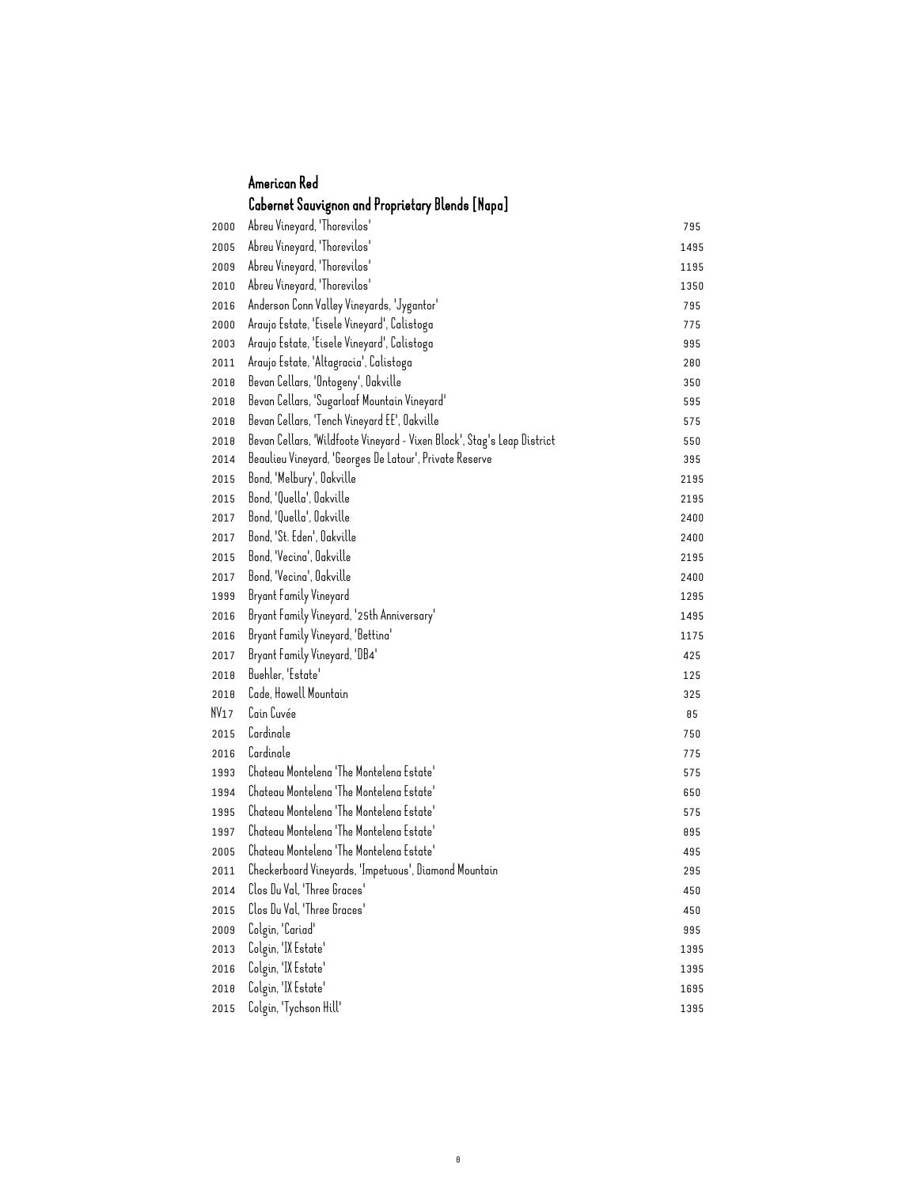## American Red

### Cabernet Sauvignon and Proprietary Blends [Napa]

| | | |
|---|---|---|
| 2000 | Abreu Vineyard, 'Thorevilos' | 795 |
| 2005 | Abreu Vineyard, 'Thorevilos' | 1495 |
| 2009 | Abreu Vineyard, 'Thorevilos' | 1195 |
| 2010 | Abreu Vineyard, 'Thorevilos' | 1350 |
| 2016 | Anderson Conn Valley Vineyards, 'Jygantor' | 795 |
| 2000 | Araujo Estate, 'Eisele Vineyard', Calistoga | 775 |
| 2003 | Araujo Estate, 'Eisele Vineyard', Calistoga | 995 |
| 2011 | Araujo Estate, 'Altagracia', Calistoga | 280 |
| 2018 | Bevan Cellars, 'Ontogeny', Oakville | 350 |
| 2018 | Bevan Cellars, 'Sugarloaf Mountain Vineyard' | 595 |
| 2018 | Bevan Cellars, 'Tench Vineyard EE', Oakville | 575 |
| 2018 | Bevan Cellars, 'Wildfoote Vineyard - Vixen Block', Stag's Leap District | 550 |
| 2014 | Beaulieu Vineyard, 'Georges De Latour', Private Reserve | 395 |
| 2015 | Bond, 'Melbury', Oakville | 2195 |
| 2015 | Bond, 'Quella', Oakville | 2195 |
| 2017 | Bond, 'Quella', Oakville | 2400 |
| 2017 | Bond, 'St. Eden', Oakville | 2400 |
| 2015 | Bond, 'Vecina', Oakville | 2195 |
| 2017 | Bond, 'Vecina', Oakville | 2400 |
| 1999 | Bryant Family Vineyard | 1295 |
| 2016 | Bryant Family Vineyard, '25th Anniversary' | 1495 |
| 2016 | Bryant Family Vineyard, 'Bettina' | 1175 |
| 2017 | Bryant Family Vineyard, 'DB4' | 425 |
| 2018 | Buehler, 'Estate' | 125 |
| 2018 | Cade, Howell Mountain | 325 |
| NV17 | Cain Cuvée | 85 |
| 2015 | Cardinale | 750 |
| 2016 | Cardinale | 775 |
| 1993 | Chateau Montelena 'The Montelena Estate' | 575 |
| 1994 | Chateau Montelena 'The Montelena Estate' | 650 |
| 1995 | Chateau Montelena 'The Montelena Estate' | 575 |
| 1997 | Chateau Montelena 'The Montelena Estate' | 895 |
| 2005 | Chateau Montelena 'The Montelena Estate' | 495 |
| 2011 | Checkerboard Vineyards, 'Impetuous', Diamond Mountain | 295 |
| 2014 | Clos Du Val, 'Three Graces' | 450 |
| 2015 | Clos Du Val, 'Three Graces' | 450 |
| 2009 | Colgin, 'Cariad' | 995 |
| 2013 | Colgin, 'IX Estate' | 1395 |
| 2016 | Colgin, 'IX Estate' | 1395 |
| 2018 | Colgin, 'IX Estate' | 1695 |
| 2015 | Colgin, 'Tychson Hill' | 1395 |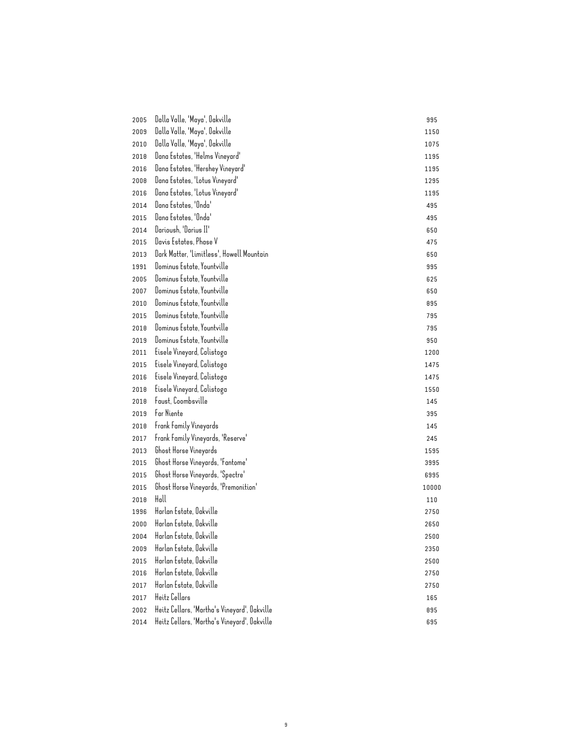| | | |
|---|---|---|
| 2005 | Dalla Valle, 'Maya', Oakville | 995 |
| 2009 | Dalla Valle, 'Maya', Oakville | 1150 |
| 2010 | Dalla Valle, 'Maya', Oakville | 1075 |
| 2018 | Dana Estates, 'Helms Vineyard' | 1195 |
| 2016 | Dana Estates, 'Hershey Vineyard' | 1195 |
| 2008 | Dana Estates, 'Lotus Vineyard' | 1295 |
| 2016 | Dana Estates, 'Lotus Vineyard' | 1195 |
| 2014 | Dana Estates, 'Onda' | 495 |
| 2015 | Dana Estates, 'Onda' | 495 |
| 2014 | Darioush, 'Darius II' | 650 |
| 2015 | Davis Estates, Phase V | 475 |
| 2013 | Dark Matter, 'Limitless', Howell Mountain | 650 |
| 1991 | Dominus Estate, Yountville | 995 |
| 2005 | Dominus Estate, Yountville | 625 |
| 2007 | Dominus Estate, Yountville | 650 |
| 2010 | Dominus Estate, Yountville | 895 |
| 2015 | Dominus Estate, Yountville | 795 |
| 2018 | Dominus Estate, Yountville | 795 |
| 2019 | Dominus Estate, Yountville | 950 |
| 2011 | Eisele Vineyard, Calistoga | 1200 |
| 2015 | Eisele Vineyard, Calistoga | 1475 |
| 2016 | Eisele Vineyard, Calistoga | 1475 |
| 2018 | Eisele Vineyard, Calistoga | 1550 |
| 2018 | Faust, Coombsville | 145 |
| 2019 | Far Niente | 395 |
| 2018 | Frank Family Vineyards | 145 |
| 2017 | Frank Family Vineyards, 'Reserve' | 245 |
| 2013 | Ghost Horse Vineyards | 1595 |
| 2015 | Ghost Horse Vineyards, 'Fantome' | 3995 |
| 2015 | Ghost Horse Vineyards, 'Spectre' | 6995 |
| 2015 | Ghost Horse Vineyards, 'Premonition' | 10000 |
| 2018 | Hall | 110 |
| 1996 | Harlan Estate, Oakville | 2750 |
| 2000 | Harlan Estate, Oakville | 2650 |
| 2004 | Harlan Estate, Oakville | 2500 |
| 2009 | Harlan Estate, Oakville | 2350 |
| 2015 | Harlan Estate, Oakville | 2500 |
| 2016 | Harlan Estate, Oakville | 2750 |
| 2017 | Harlan Estate, Oakville | 2750 |
| 2017 | Heitz Cellars | 165 |
| 2002 | Heitz Cellars, 'Martha's Vineyard', Oakville | 895 |
| 2014 | Heitz Cellars, 'Martha's Vineyard', Oakville | 695 |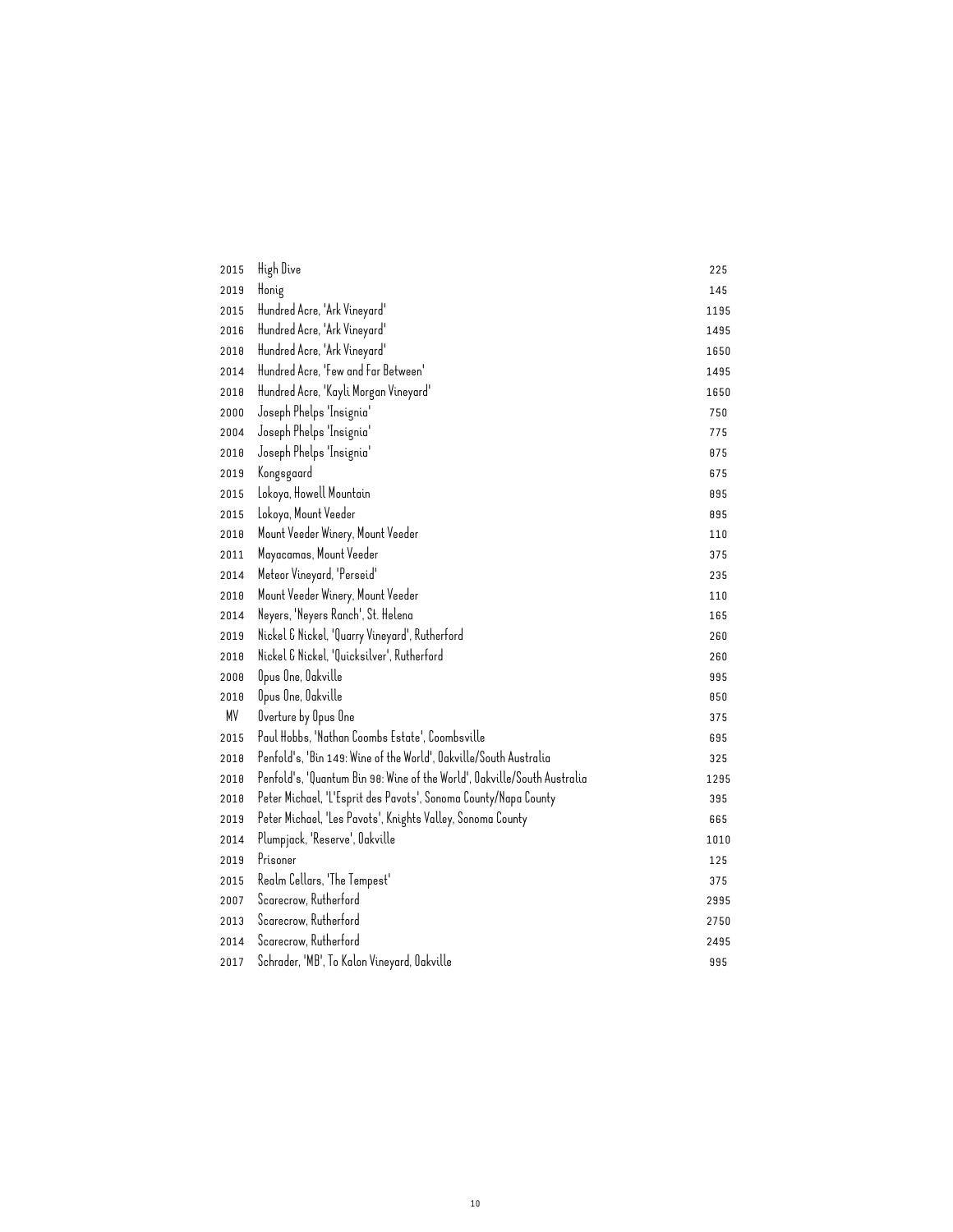| | | |
|---|---|---|
| 2015 | High Dive | 225 |
| 2019 | Honig | 145 |
| 2015 | Hundred Acre, 'Ark Vineyard' | 1195 |
| 2016 | Hundred Acre, 'Ark Vineyard' | 1495 |
| 2018 | Hundred Acre, 'Ark Vineyard' | 1650 |
| 2014 | Hundred Acre, 'Few and Far Between' | 1495 |
| 2018 | Hundred Acre, 'Kayli Morgan Vineyard' | 1650 |
| 2000 | Joseph Phelps 'Insignia' | 750 |
| 2004 | Joseph Phelps 'Insignia' | 775 |
| 2018 | Joseph Phelps 'Insignia' | 875 |
| 2019 | Kongsgaard | 675 |
| 2015 | Lokoya, Howell Mountain | 895 |
| 2015 | Lokoya, Mount Veeder | 895 |
| 2018 | Mount Veeder Winery, Mount Veeder | 110 |
| 2011 | Mayacamas, Mount Veeder | 375 |
| 2014 | Meteor Vineyard, 'Perseid' | 235 |
| 2018 | Mount Veeder Winery, Mount Veeder | 110 |
| 2014 | Neyers, 'Neyers Ranch', St. Helena | 165 |
| 2019 | Nickel & Nickel, 'Quarry Vineyard', Rutherford | 260 |
| 2018 | Nickel & Nickel, 'Quicksilver', Rutherford | 260 |
| 2008 | Opus One, Oakville | 995 |
| 2018 | Opus One, Oakville | 850 |
| MV | Overture by Opus One | 375 |
| 2015 | Paul Hobbs, 'Nathan Coombs Estate', Coombsville | 695 |
| 2018 | Penfold's, 'Bin 149: Wine of the World', Oakville/South Australia | 325 |
| 2018 | Penfold's, 'Quantum Bin 98: Wine of the World', Oakville/South Australia | 1295 |
| 2018 | Peter Michael, 'L'Esprit des Pavots', Sonoma County/Napa County | 395 |
| 2019 | Peter Michael, 'Les Pavots', Knights Valley, Sonoma County | 665 |
| 2014 | Plumpjack, 'Reserve', Oakville | 1010 |
| 2019 | Prisoner | 125 |
| 2015 | Realm Cellars, 'The Tempest' | 375 |
| 2007 | Scarecrow, Rutherford | 2995 |
| 2013 | Scarecrow, Rutherford | 2750 |
| 2014 | Scarecrow, Rutherford | 2495 |
| 2017 | Schrader, 'MB', To Kalon Vineyard, Oakville | 995 |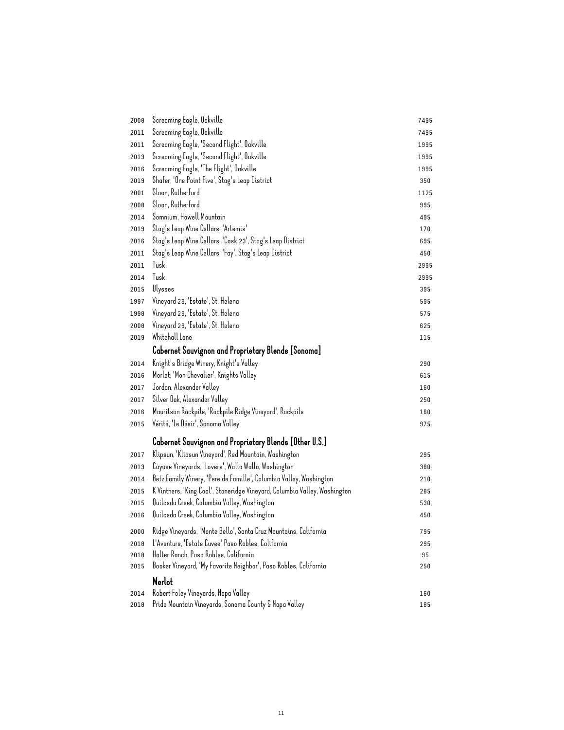| | | |
|---|---|---|
| 2008 | Screaming Eagle, Oakville | 7495 |
| 2011 | Screaming Eagle, Oakville | 7495 |
| 2011 | Screaming Eagle, 'Second Flight', Oakville | 1995 |
| 2013 | Screaming Eagle, 'Second Flight', Oakville | 1995 |
| 2016 | Screaming Eagle, 'The Flight', Oakville | 1995 |
| 2019 | Shafer, 'One Point Five', Stag's Leap District | 350 |
| 2001 | Sloan, Rutherford | 1125 |
| 2008 | Sloan, Rutherford | 995 |
| 2014 | Somnium, Howell Mountain | 495 |
| 2019 | Stag's Leap Wine Cellars, 'Artemis' | 170 |
| 2016 | Stag's Leap Wine Cellars, 'Cask 23', Stag's Leap District | 695 |
| 2011 | Stag's Leap Wine Cellars, 'Fay', Stag's Leap District | 450 |
| 2011 | Tusk | 2995 |
| 2014 | Tusk | 2995 |
| 2015 | Ulysses | 395 |
| 1997 | Vineyard 29, 'Estate', St. Helena | 595 |
| 1998 | Vineyard 29, 'Estate', St. Helena | 575 |
| 2008 | Vineyard 29, 'Estate', St. Helena | 625 |
| 2019 | Whitehall Lane | 115 |

## Cabernet Sauvignon and Proprietary Blends [Sonoma]

| | | |
|---|---|---|
| 2014 | Knight's Bridge Winery, Knight's Valley | 290 |
| 2016 | Morlet, 'Mon Chevalier', Knights Valley | 615 |
| 2017 | Jordan, Alexander Valley | 160 |
| 2017 | Silver Oak, Alexander Valley | 250 |
| 2016 | Mauritson Rockpile, 'Rockpile Ridge Vineyard', Rockpile | 160 |
| 2015 | Vérité, 'Le Désir', Sonoma Valley | 975 |

## Cabernet Sauvignon and Proprietary Blends [Other U.S.]

| | | |
|---|---|---|
| 2017 | Klipsun, 'Klipsun Vineyard', Red Mountain, Washington | 295 |
| 2013 | Cayuse Vineyards, 'Lovers', Walla Walla, Washington | 380 |
| 2014 | Betz Family Winery, 'Pere de Famille', Columbia Valley, Washington | 210 |
| 2015 | K Vintners, 'King Coal', Stoneridge Vineyard, Columbia Valley, Washington | 285 |
| 2015 | Quilceda Creek, Columbia Valley, Washington | 530 |
| 2016 | Quilceda Creek, Columbia Valley, Washington | 450 |
| 2000 | Ridge Vineyards, 'Monte Bello', Santa Cruz Mountains, California | 795 |
| 2018 | L'Aventure, 'Estate Cuvee' Paso Robles, California | 295 |
| 2018 | Halter Ranch, Paso Robles, California | 95 |
| 2015 | Booker Vineyard, 'My Favorite Neighbor', Paso Robles, California | 250 |

## Merlot

| | | |
|---|---|---|
| 2014 | Robert Foley Vineyards, Napa Valley | 160 |
| 2018 | Pride Mountain Vineyards, Sonoma County & Napa Valley | 185 |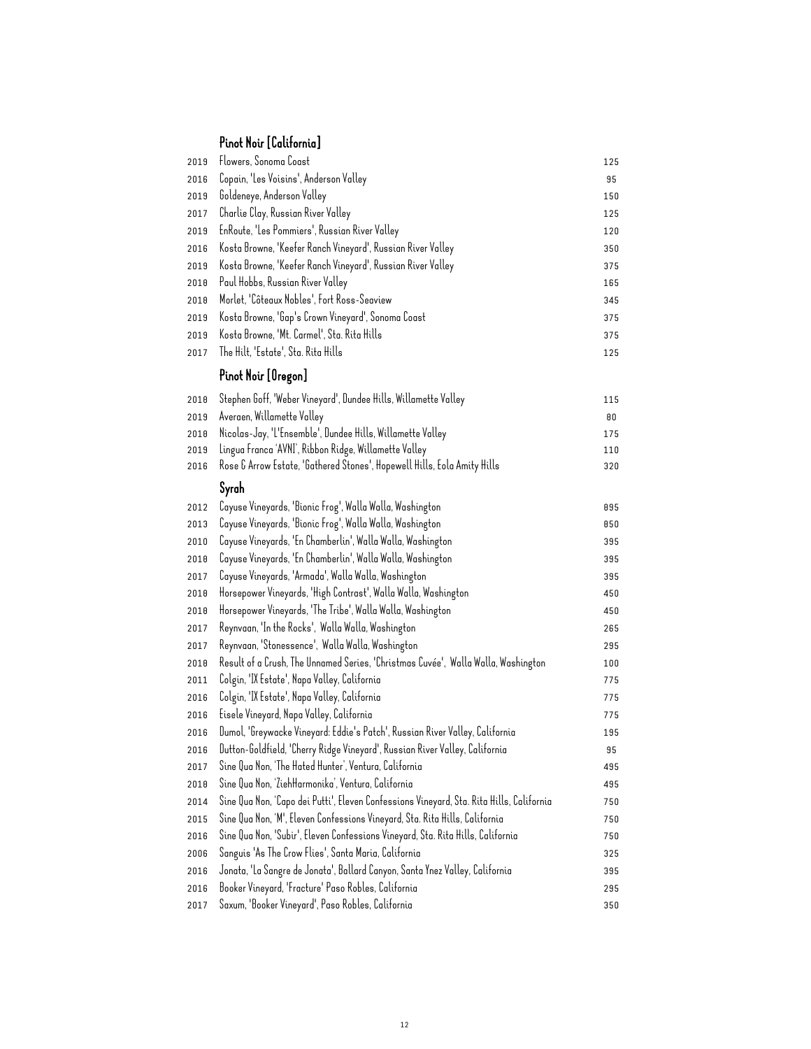## Pinot Noir [California]

| | | |
|---|---|---|
| 2019 | Flowers, Sonoma Coast | 125 |
| 2016 | Copain, 'Les Voisins', Anderson Valley | 95 |
| 2019 | Goldeneye, Anderson Valley | 150 |
| 2017 | Charlie Clay, Russian River Valley | 125 |
| 2019 | EnRoute, 'Les Pommiers', Russian River Valley | 120 |
| 2016 | Kosta Browne, 'Keefer Ranch Vineyard', Russian River Valley | 350 |
| 2019 | Kosta Browne, 'Keefer Ranch Vineyard', Russian River Valley | 375 |
| 2018 | Paul Hobbs, Russian River Valley | 165 |
| 2018 | Morlet, 'Côteaux Nobles', Fort Ross-Seaview | 345 |
| 2019 | Kosta Browne, 'Gap's Crown Vineyard', Sonoma Coast | 375 |
| 2019 | Kosta Browne, 'Mt. Carmel', Sta. Rita Hills | 375 |
| 2017 | The Hilt, 'Estate', Sta. Rita Hills | 125 |

## Pinot Noir [Oregon]

| | | |
|---|---|---|
| 2018 | Stephen Goff, 'Weber Vineyard', Dundee Hills, Willamette Valley | 115 |
| 2019 | Averaen, Willamette Valley | 80 |
| 2018 | Nicolas-Jay, 'L'Ensemble', Dundee Hills, Willamette Valley | 175 |
| 2019 | Lingua Franca 'AVNI', Ribbon Ridge, Willamette Valley | 110 |
| 2016 | Rose & Arrow Estate, 'Gathered Stones', Hopewell Hills, Eola Amity Hills | 320 |

## Syrah

| | | |
|---|---|---|
| 2012 | Cayuse Vineyards, 'Bionic Frog', Walla Walla, Washington | 895 |
| 2013 | Cayuse Vineyards, 'Bionic Frog', Walla Walla, Washington | 850 |
| 2010 | Cayuse Vineyards, 'En Chamberlin', Walla Walla, Washington | 395 |
| 2018 | Cayuse Vineyards, 'En Chamberlin', Walla Walla, Washington | 395 |
| 2017 | Cayuse Vineyards, 'Armada', Walla Walla, Washington | 395 |
| 2018 | Horsepower Vineyards, 'High Contrast', Walla Walla, Washington | 450 |
| 2018 | Horsepower Vineyards, 'The Tribe', Walla Walla, Washington | 450 |
| 2017 | Reynvaan, 'In the Rocks', Walla Walla, Washington | 265 |
| 2017 | Reynvaan, 'Stonessence', Walla Walla, Washington | 295 |
| 2018 | Result of a Crush, The Unnamed Series, 'Christmas Cuvée', Walla Walla, Washington | 100 |
| 2011 | Colgin, 'IX Estate', Napa Valley, California | 775 |
| 2016 | Colgin, 'IX Estate', Napa Valley, California | 775 |
| 2016 | Eisele Vineyard, Napa Valley, California | 775 |
| 2016 | Dumol, 'Greywacke Vineyard: Eddie's Patch', Russian River Valley, California | 195 |
| 2016 | Dutton-Goldfield, 'Cherry Ridge Vineyard', Russian River Valley, California | 95 |
| 2017 | Sine Qua Non, 'The Hated Hunter', Ventura, California | 495 |
| 2018 | Sine Qua Non, 'ZiehHarmonika', Ventura, California | 495 |
| 2014 | Sine Qua Non, 'Capo dei Putti', Eleven Confessions Vineyard, Sta. Rita Hills, California | 750 |
| 2015 | Sine Qua Non, 'M', Eleven Confessions Vineyard, Sta. Rita Hills, California | 750 |
| 2016 | Sine Qua Non, 'Subir', Eleven Confessions Vineyard, Sta. Rita Hills, California | 750 |
| 2006 | Sanguis 'As The Crow Flies', Santa Maria, California | 325 |
| 2016 | Jonata, 'La Sangre de Jonata', Ballard Canyon, Santa Ynez Valley, California | 395 |
| 2016 | Booker Vineyard, 'Fracture' Paso Robles, California | 295 |
| 2017 | Saxum, 'Booker Vineyard', Paso Robles, California | 350 |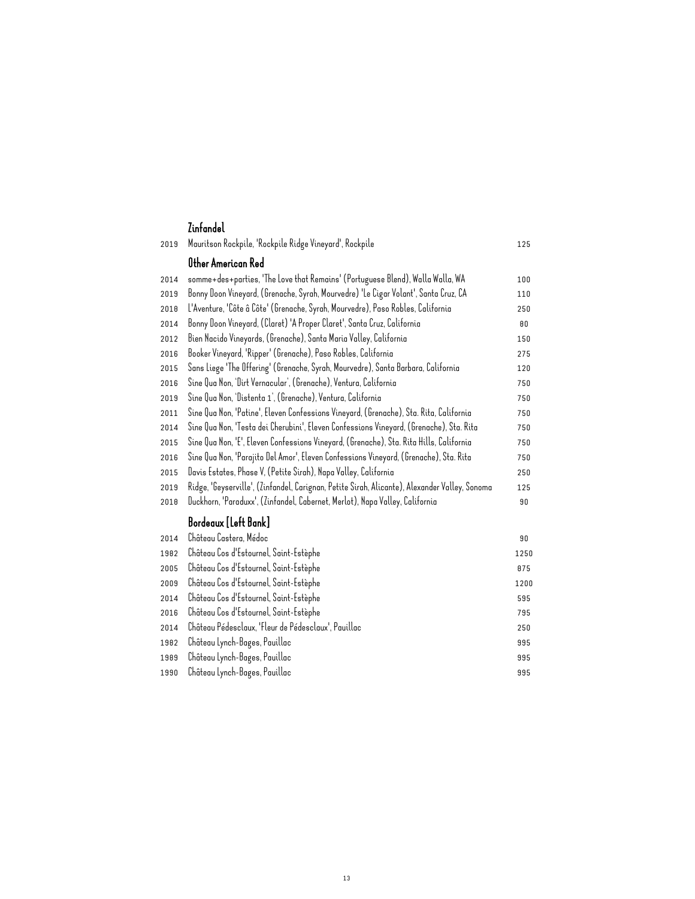## Zinfandel

| | | |
|---|---|---|
| 2019 | Mauritson Rockpile, 'Rockpile Ridge Vineyard', Rockpile | 125 |

## Other American Red

| | | |
|---|---|---|
| 2014 | somme+des+parties, 'The Love that Remains' (Portuguese Blend), Walla Walla, WA | 100 |
| 2019 | Bonny Doon Vineyard, (Grenache, Syrah, Mourvedre) 'Le Cigar Volant', Santa Cruz, CA | 110 |
| 2018 | L'Aventure, 'Côte â Côte' (Grenache, Syrah, Mourvedre), Paso Robles, California | 250 |
| 2014 | Bonny Doon Vineyard, (Claret) 'A Proper Claret', Santa Cruz, California | 80 |
| 2012 | Bien Nacido Vineyards, (Grenache), Santa Maria Valley, California | 150 |
| 2016 | Booker Vineyard, 'Ripper' (Grenache), Paso Robles, California | 275 |
| 2015 | Sans Liege 'The Offering' (Grenache, Syrah, Mourvedre), Santa Barbara, California | 120 |
| 2016 | Sine Qua Non, 'Dirt Vernacular', (Grenache), Ventura, California | 750 |
| 2019 | Sine Qua Non, 'Distenta 1', (Grenache), Ventura, California | 750 |
| 2011 | Sine Qua Non, 'Patine', Eleven Confessions Vineyard, (Grenache), Sta. Rita, California | 750 |
| 2014 | Sine Qua Non, 'Testa dei Cherubini', Eleven Confessions Vineyard, (Grenache), Sta. Rita | 750 |
| 2015 | Sine Qua Non, 'E', Eleven Confessions Vineyard, (Grenache), Sta. Rita Hills, California | 750 |
| 2016 | Sine Qua Non, 'Parajito Del Amor', Eleven Confessions Vineyard, (Grenache), Sta. Rita | 750 |
| 2015 | Davis Estates, Phase V, (Petite Sirah), Napa Valley, California | 250 |
| 2019 | Ridge, 'Geyserville', (Zinfandel, Carignan, Petite Sirah, Alicante), Alexander Valley, Sonoma | 125 |
| 2018 | Duckhorn, 'Paraduxx', (Zinfandel, Cabernet, Merlot), Napa Valley, California | 90 |

## Bordeaux [Left Bank]

| | | |
|---|---|---|
| 2014 | Château Castera, Médoc | 90 |
| 1982 | Château Cos d'Estournel, Saint-Estèphe | 1250 |
| 2005 | Château Cos d'Estournel, Saint-Estèphe | 875 |
| 2009 | Château Cos d'Estournel, Saint-Estèphe | 1200 |
| 2014 | Château Cos d'Estournel, Saint-Estèphe | 595 |
| 2016 | Château Cos d'Estournel, Saint-Estèphe | 795 |
| 2014 | Château Pédesclaux, 'Fleur de Pédesclaux', Pauillac | 250 |
| 1982 | Château Lynch-Bages, Pauillac | 995 |
| 1989 | Château Lynch-Bages, Pauillac | 995 |
| 1990 | Château Lynch-Bages, Pauillac | 995 |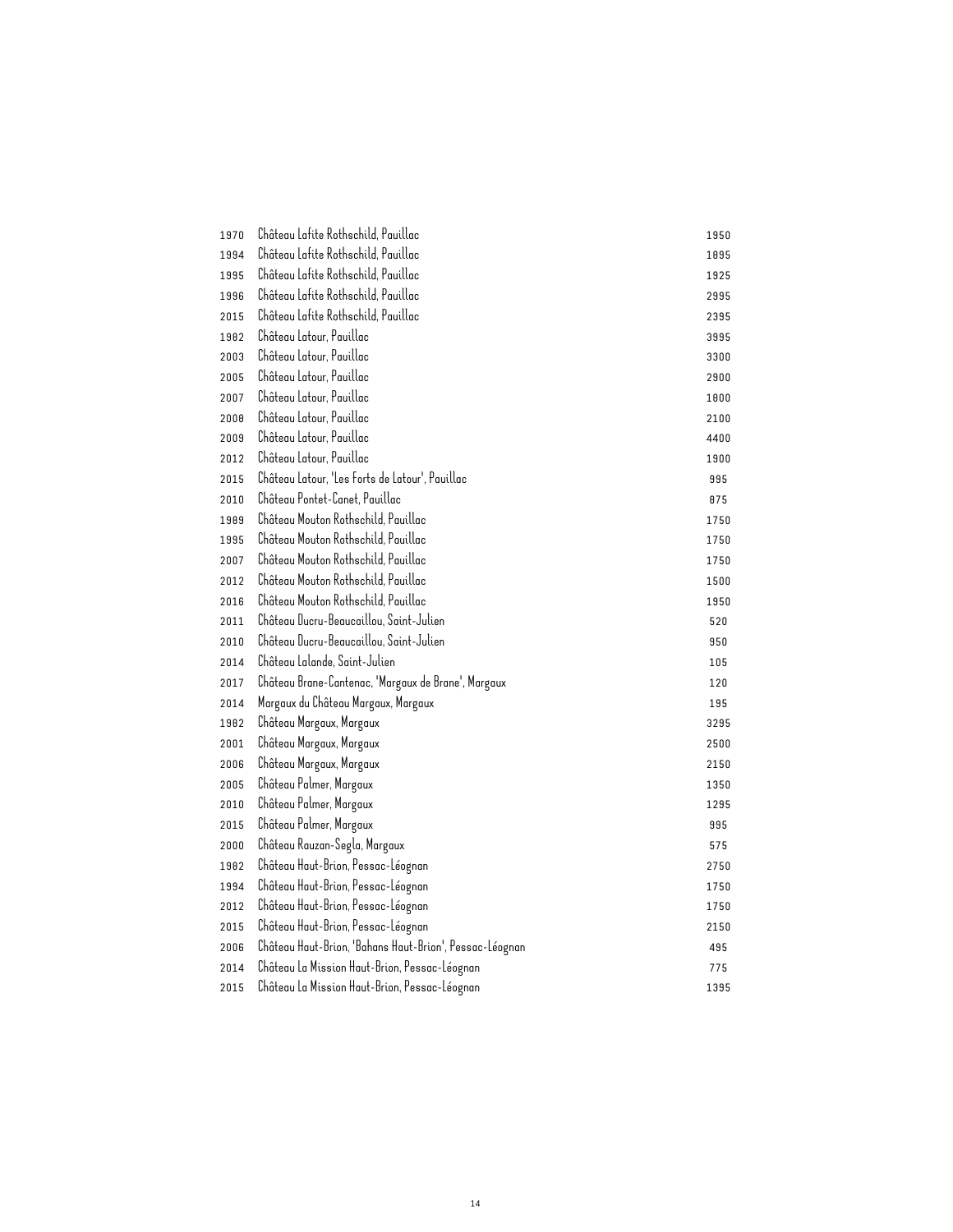| | | |
|---|---|---|
| 1970 | Château Lafite Rothschild, Pauillac | 1950 |
| 1994 | Château Lafite Rothschild, Pauillac | 1895 |
| 1995 | Château Lafite Rothschild, Pauillac | 1925 |
| 1996 | Château Lafite Rothschild, Pauillac | 2995 |
| 2015 | Château Lafite Rothschild, Pauillac | 2395 |
| 1982 | Château Latour, Pauillac | 3995 |
| 2003 | Château Latour, Pauillac | 3300 |
| 2005 | Château Latour, Pauillac | 2900 |
| 2007 | Château Latour, Pauillac | 1800 |
| 2008 | Château Latour, Pauillac | 2100 |
| 2009 | Château Latour, Pauillac | 4400 |
| 2012 | Château Latour, Pauillac | 1900 |
| 2015 | Château Latour, 'Les Forts de Latour', Pauillac | 995 |
| 2010 | Château Pontet-Canet, Pauillac | 875 |
| 1989 | Château Mouton Rothschild, Pauillac | 1750 |
| 1995 | Château Mouton Rothschild, Pauillac | 1750 |
| 2007 | Château Mouton Rothschild, Pauillac | 1750 |
| 2012 | Château Mouton Rothschild, Pauillac | 1500 |
| 2016 | Château Mouton Rothschild, Pauillac | 1950 |
| 2011 | Château Ducru-Beaucaillou, Saint-Julien | 520 |
| 2010 | Château Ducru-Beaucaillou, Saint-Julien | 950 |
| 2014 | Château Lalande, Saint-Julien | 105 |
| 2017 | Château Brane-Cantenac, 'Margaux de Brane', Margaux | 120 |
| 2014 | Margaux du Château Margaux, Margaux | 195 |
| 1982 | Château Margaux, Margaux | 3295 |
| 2001 | Château Margaux, Margaux | 2500 |
| 2006 | Château Margaux, Margaux | 2150 |
| 2005 | Château Palmer, Margaux | 1350 |
| 2010 | Château Palmer, Margaux | 1295 |
| 2015 | Château Palmer, Margaux | 995 |
| 2000 | Château Rauzan-Segla, Margaux | 575 |
| 1982 | Château Haut-Brion, Pessac-Léognan | 2750 |
| 1994 | Château Haut-Brion, Pessac-Léognan | 1750 |
| 2012 | Château Haut-Brion, Pessac-Léognan | 1750 |
| 2015 | Château Haut-Brion, Pessac-Léognan | 2150 |
| 2006 | Château Haut-Brion, 'Bahans Haut-Brion', Pessac-Léognan | 495 |
| 2014 | Château La Mission Haut-Brion, Pessac-Léognan | 775 |
| 2015 | Château La Mission Haut-Brion, Pessac-Léognan | 1395 |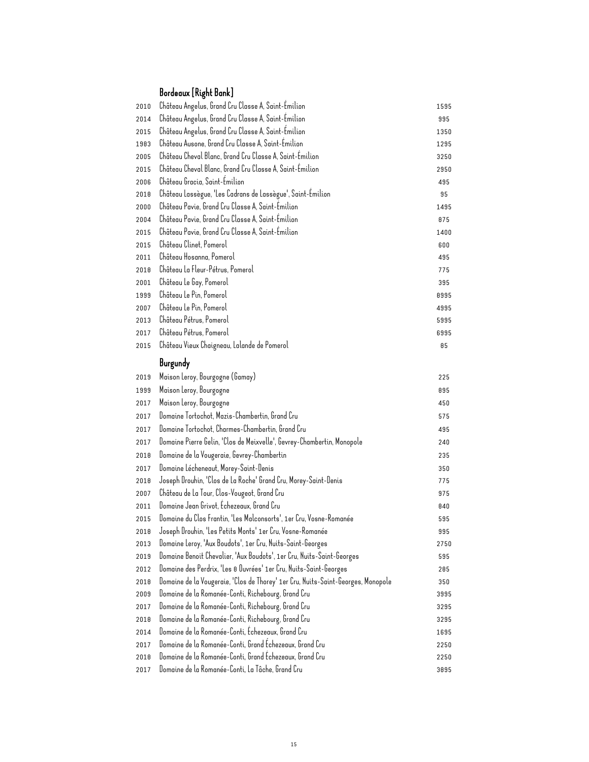## Bordeaux [Right Bank]

| | | |
|---|---|---|
| 2010 | Château Angelus, Grand Cru Classe A, Saint-Émilion | 1595 |
| 2014 | Château Angelus, Grand Cru Classe A, Saint-Émilion | 995 |
| 2015 | Château Angelus, Grand Cru Classe A, Saint-Émilion | 1350 |
| 1983 | Château Ausone, Grand Cru Classe A, Saint-Émilion | 1295 |
| 2005 | Château Cheval Blanc, Grand Cru Classe A, Saint-Émilion | 3250 |
| 2015 | Château Cheval Blanc, Grand Cru Classe A, Saint-Émilion | 2950 |
| 2006 | Château Gracia, Saint-Émilion | 495 |
| 2018 | Château Lassègue, 'Les Cadrans de Lassègue', Saint-Émilion | 95 |
| 2000 | Château Pavie, Grand Cru Classe A, Saint-Émilion | 1495 |
| 2004 | Château Pavie, Grand Cru Classe A, Saint-Émilion | 875 |
| 2015 | Château Pavie, Grand Cru Classe A, Saint-Émilion | 1400 |
| 2015 | Château Clinet, Pomerol | 600 |
| 2011 | Château Hosanna, Pomerol | 495 |
| 2010 | Château La Fleur-Pétrus, Pomerol | 775 |
| 2001 | Château Le Gay, Pomerol | 395 |
| 1999 | Château Le Pin, Pomerol | 8995 |
| 2007 | Château Le Pin, Pomerol | 4995 |
| 2013 | Château Pétrus, Pomerol | 5995 |
| 2017 | Château Pétrus, Pomerol | 6995 |
| 2015 | Château Vieux Chaigneau, Lalande de Pomerol | 85 |

## Burgundy

| | | |
|---|---|---|
| 2019 | Maison Leroy, Bourgogne (Gamay) | 225 |
| 1999 | Maison Leroy, Bourgogne | 895 |
| 2017 | Maison Leroy, Bourgogne | 450 |
| 2017 | Domaine Tortochot, Mazis-Chambertin, Grand Cru | 575 |
| 2017 | Domaine Tortochot, Charmes-Chambertin, Grand Cru | 495 |
| 2017 | Domaine Pierre Gelin, 'Clos de Meixvelle', Gevrey-Chambertin, Monopole | 240 |
| 2018 | Domaine de la Vougeraie, Gevrey-Chambertin | 235 |
| 2017 | Domaine Lécheneaut, Morey-Saint-Denis | 350 |
| 2018 | Joseph Drouhin, 'Clos de La Roche' Grand Cru, Morey-Saint-Denis | 775 |
| 2007 | Château de La Tour, Clos-Vougeot, Grand Cru | 975 |
| 2011 | Domaine Jean Grivot, Échezeaux, Grand Cru | 840 |
| 2015 | Domaine du Clos Frantin, 'Les Malconsorts', 1er Cru, Vosne-Romanée | 595 |
| 2018 | Joseph Drouhin, 'Les Petits Monts' 1er Cru, Vosne-Romanée | 995 |
| 2013 | Domaine Leroy, 'Aux Boudots', 1er Cru, Nuits-Saint-Georges | 2750 |
| 2019 | Domaine Benoit Chevalier, 'Aux Boudots', 1er Cru, Nuits-Saint-Georges | 595 |
| 2012 | Domaine des Perdrix, 'Les 8 Ouvrées' 1er Cru, Nuits-Saint-Georges | 285 |
| 2018 | Domaine de la Vougeraie, 'Clos de Thorey' 1er Cru, Nuits-Saint-Georges, Monopole | 350 |
| 2009 | Domaine de la Romanée-Conti, Richebourg, Grand Cru | 3995 |
| 2017 | Domaine de la Romanée-Conti, Richebourg, Grand Cru | 3295 |
| 2018 | Domaine de la Romanée-Conti, Richebourg, Grand Cru | 3295 |
| 2014 | Domaine de la Romanée-Conti, Échezeaux, Grand Cru | 1695 |
| 2017 | Domaine de la Romanée-Conti, Grand Échezeaux, Grand Cru | 2250 |
| 2018 | Domaine de la Romanée-Conti, Grand Échezeaux, Grand Cru | 2250 |
| 2017 | Domaine de la Romanée-Conti, La Tâche, Grand Cru | 3895 |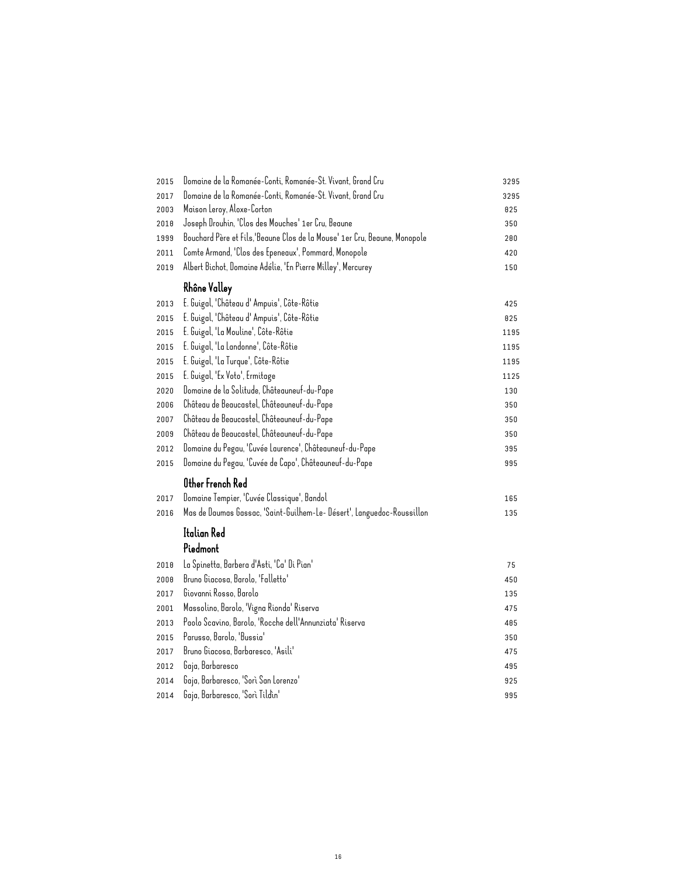| | | |
|---|---|---|
| 2015 | Domaine de la Romanée-Conti, Romanée-St. Vivant, Grand Cru | 3295 |
| 2017 | Domaine de la Romanée-Conti, Romanée-St. Vivant, Grand Cru | 3295 |
| 2003 | Maison Leroy, Aloxe-Corton | 825 |
| 2018 | Joseph Drouhin, 'Clos des Mouches' 1er Cru, Beaune | 350 |
| 1999 | Bouchard Père et Fils,'Beaune Clos de la Mouse' 1er Cru, Beaune, Monopole | 280 |
| 2011 | Comte Armand, 'Clos des Epeneaux', Pommard, Monopole | 420 |
| 2019 | Albert Bichot, Domaine Adélie, 'En Pierre Milley', Mercurey | 150 |

## Rhône Valley

| | | |
|---|---|---|
| 2013 | E. Guigal, 'Château d' Ampuis', Côte-Rôtie | 425 |
| 2015 | E. Guigal, 'Château d' Ampuis', Côte-Rôtie | 825 |
| 2015 | E. Guigal, 'La Mouline', Côte-Rôtie | 1195 |
| 2015 | E. Guigal, 'La Landonne', Côte-Rôtie | 1195 |
| 2015 | E. Guigal, 'La Turque', Côte-Rôtie | 1195 |
| 2015 | E. Guigal, 'Ex Voto', Ermitage | 1125 |
| 2020 | Domaine de la Solitude, Châteauneuf-du-Pape | 130 |
| 2006 | Château de Beaucastel, Châteauneuf-du-Pape | 350 |
| 2007 | Château de Beaucastel, Châteauneuf-du-Pape | 350 |
| 2009 | Château de Beaucastel, Châteauneuf-du-Pape | 350 |
| 2012 | Domaine du Pegau, 'Cuvée Laurence', Châteauneuf-du-Pape | 395 |
| 2015 | Domaine du Pegau, 'Cuvée de Capo', Châteauneuf-du-Pape | 995 |

## Other French Red

| | | |
|---|---|---|
| 2017 | Domaine Tempier, 'Cuvée Classique', Bandol | 165 |
| 2016 | Mas de Daumas Gassac, 'Saint-Guilhem-Le- Désert', Languedoc-Roussillon | 135 |

## Italian Red

### Piedmont

| | | |
|---|---|---|
| 2018 | La Spinetta, Barbera d'Asti, 'Ca' Di Pian' | 75 |
| 2008 | Bruno Giacosa, Barolo, 'Falletto' | 450 |
| 2017 | Giovanni Rosso, Barolo | 135 |
| 2001 | Massolino, Barolo, 'Vigna Rionda' Riserva | 475 |
| 2013 | Paolo Scavino, Barolo, 'Rocche dell'Annunziata' Riserva | 485 |
| 2015 | Parusso, Barolo, 'Bussia' | 350 |
| 2017 | Bruno Giacosa, Barbaresco, 'Asili' | 475 |
| 2012 | Gaja, Barbaresco | 495 |
| 2014 | Gaja, Barbaresco, 'Sorì San Lorenzo' | 925 |
| 2014 | Gaja, Barbaresco, 'Sorì Tildìn' | 995 |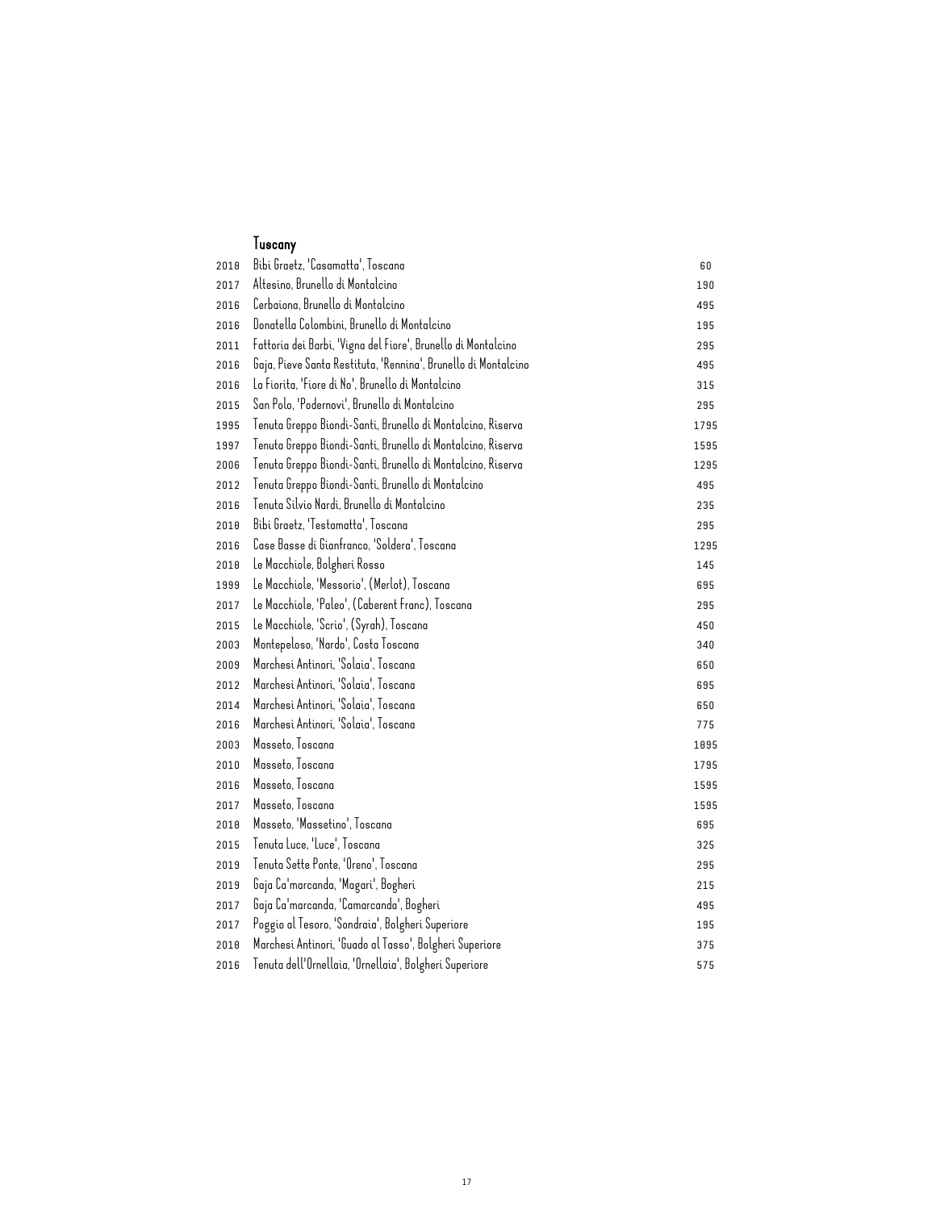## Tuscany

| | | |
|---|---|---|
| 2018 | Bibi Graetz, 'Casamatta', Toscana | 60 |
| 2017 | Altesino, Brunello di Montalcino | 190 |
| 2016 | Cerbaiona, Brunello di Montalcino | 495 |
| 2016 | Donatella Colombini, Brunello di Montalcino | 195 |
| 2011 | Fattoria dei Barbi, 'Vigna del Fiore', Brunello di Montalcino | 295 |
| 2016 | Gaja, Pieve Santa Restituta, 'Rennina', Brunello di Montalcino | 495 |
| 2016 | La Fiorita, 'Fiore di No', Brunello di Montalcino | 315 |
| 2015 | San Polo, 'Podernovi', Brunello di Montalcino | 295 |
| 1995 | Tenuta Greppo Biondi-Santi, Brunello di Montalcino, Riserva | 1795 |
| 1997 | Tenuta Greppo Biondi-Santi, Brunello di Montalcino, Riserva | 1595 |
| 2006 | Tenuta Greppo Biondi-Santi, Brunello di Montalcino, Riserva | 1295 |
| 2012 | Tenuta Greppo Biondi-Santi, Brunello di Montalcino | 495 |
| 2016 | Tenuta Silvio Nardi, Brunello di Montalcino | 235 |
| 2018 | Bibi Graetz, 'Testamatta', Toscana | 295 |
| 2016 | Case Basse di Gianfranco, 'Soldera', Toscana | 1295 |
| 2018 | Le Macchiole, Bolgheri Rosso | 145 |
| 1999 | Le Macchiole, 'Messorio', (Merlot), Toscana | 695 |
| 2017 | Le Macchiole, 'Paleo', (Caberent Franc), Toscana | 295 |
| 2015 | Le Macchiole, 'Scrio', (Syrah), Toscana | 450 |
| 2003 | Montepeloso, 'Nardo', Costa Toscana | 340 |
| 2009 | Marchesi Antinori, 'Solaia', Toscana | 650 |
| 2012 | Marchesi Antinori, 'Solaia', Toscana | 695 |
| 2014 | Marchesi Antinori, 'Solaia', Toscana | 650 |
| 2016 | Marchesi Antinori, 'Solaia', Toscana | 775 |
| 2003 | Masseto, Toscana | 1895 |
| 2010 | Masseto, Toscana | 1795 |
| 2016 | Masseto, Toscana | 1595 |
| 2017 | Masseto, Toscana | 1595 |
| 2018 | Masseto, 'Massetino', Toscana | 695 |
| 2015 | Tenuta Luce, 'Luce', Toscana | 325 |
| 2019 | Tenuta Sette Ponte, 'Oreno', Toscana | 295 |
| 2019 | Gaja Ca'marcanda, 'Magari', Bogheri | 215 |
| 2017 | Gaja Ca'marcanda, 'Camarcanda', Bogheri | 495 |
| 2017 | Poggio al Tesoro, 'Sondraia', Bolgheri Superiore | 195 |
| 2018 | Marchesi Antinori, 'Guado al Tasso', Bolgheri Superiore | 375 |
| 2016 | Tenuta dell'Ornellaia, 'Ornellaia', Bolgheri Superiore | 575 |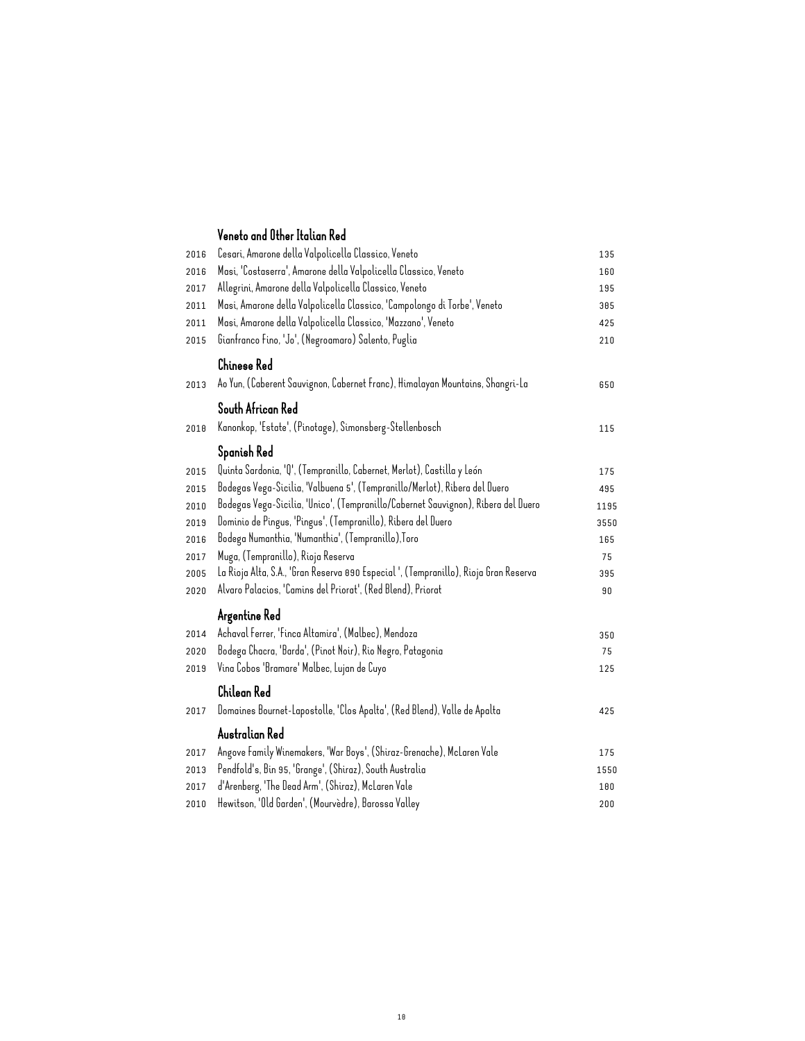## Veneto and Other Italian Red

| | | |
|---|---|---|
| 2016 | Cesari, Amarone della Valpolicella Classico, Veneto | 135 |
| 2016 | Masi, 'Costaserra', Amarone della Valpolicella Classico, Veneto | 160 |
| 2017 | Allegrini, Amarone della Valpolicella Classico, Veneto | 195 |
| 2011 | Masi, Amarone della Valpolicella Classico, 'Campolongo di Torbe', Veneto | 385 |
| 2011 | Masi, Amarone della Valpolicella Classico, 'Mazzano', Veneto | 425 |
| 2015 | Gianfranco Fino, 'Jo', (Negroamaro) Salento, Puglia | 210 |

## Chinese Red

| | | |
|---|---|---|
| 2013 | Ao Yun, (Caberent Sauvignon, Cabernet Franc), Himalayan Mountains, Shangri-La | 650 |

## South African Red

| | | |
|---|---|---|
| 2018 | Kanonkop, 'Estate', (Pinotage), Simonsberg-Stellenbosch | 115 |

## Spanish Red

| | | |
|---|---|---|
| 2015 | Quinta Sardonia, 'Q', (Tempranillo, Cabernet, Merlot), Castilla y León | 175 |
| 2015 | Bodegas Vega-Sicilia, 'Valbuena 5', (Tempranillo/Merlot), Ribera del Duero | 495 |
| 2010 | Bodegas Vega-Sicilia, 'Unico', (Tempranillo/Cabernet Sauvignon), Ribera del Duero | 1195 |
| 2019 | Dominio de Pingus, 'Pingus', (Tempranillo), Ribera del Duero | 3550 |
| 2016 | Bodega Numanthia, 'Numanthia', (Tempranillo),Toro | 165 |
| 2017 | Muga, (Tempranillo), Rioja Reserva | 75 |
| 2005 | La Rioja Alta, S.A., 'Gran Reserva 890 Especial ', (Tempranillo), Rioja Gran Reserva | 395 |
| 2020 | Alvaro Palacios, 'Camins del Priorat', (Red Blend), Priorat | 90 |

## Argentine Red

| | | |
|---|---|---|
| 2014 | Achaval Ferrer, 'Finca Altamira', (Malbec), Mendoza | 350 |
| 2020 | Bodega Chacra, 'Barda', (Pinot Noir), Rio Negro, Patagonia | 75 |
| 2019 | Vina Cobos 'Bramare' Malbec, Lujan de Cuyo | 125 |

## Chilean Red

| | | |
|---|---|---|
| 2017 | Domaines Bournet-Lapostolle, 'Clos Apalta', (Red Blend), Valle de Apalta | 425 |

## Australian Red

| | | |
|---|---|---|
| 2017 | Angove Family Winemakers, 'War Boys', (Shiraz-Grenache), McLaren Vale | 175 |
| 2013 | Pendfold's, Bin 95, 'Grange', (Shiraz), South Australia | 1550 |
| 2017 | d'Arenberg, 'The Dead Arm', (Shiraz), McLaren Vale | 180 |
| 2010 | Hewitson, 'Old Garden', (Mourvèdre), Barossa Valley | 200 |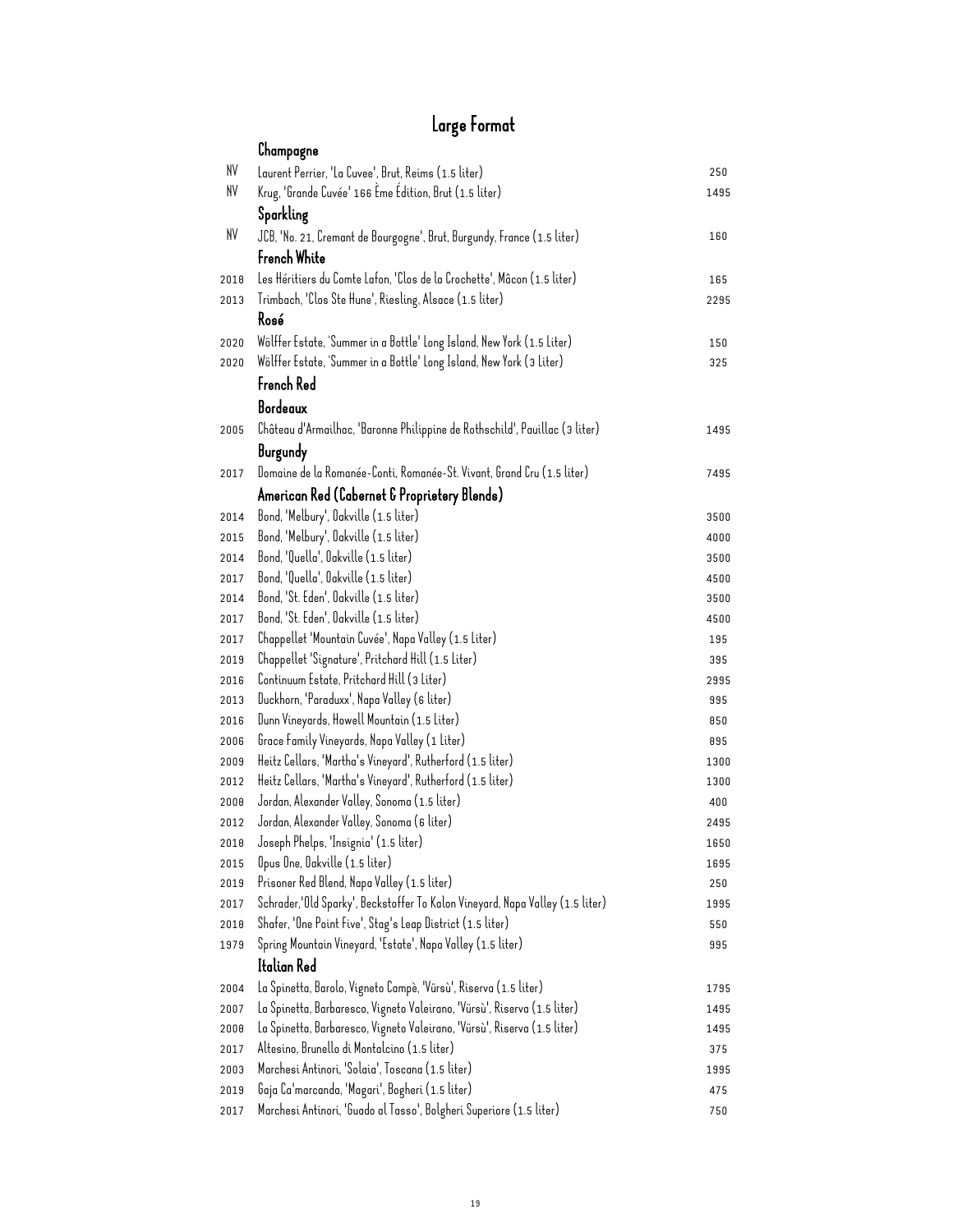# Large Format

## Champagne

| | | |
|---|---|---|
| NV | Laurent Perrier, 'La Cuvee', Brut, Reims (1.5 liter) | 250 |
| NV | Krug, 'Grande Cuvée' 166 Ème Édition, Brut (1.5 liter) | 1495 |

## Sparkling

| | | |
|---|---|---|
| NV | JCB, 'No. 21, Cremant de Bourgogne', Brut, Burgundy, France (1.5 liter) | 160 |

## French White

| | | |
|---|---|---|
| 2018 | Les Héritiers du Comte Lafon, 'Clos de la Crochette', Mâcon (1.5 liter) | 165 |
| 2013 | Trimbach, 'Clos Ste Hune', Riesling, Alsace (1.5 liter) | 2295 |

## Rosé

| | | |
|---|---|---|
| 2020 | Wölffer Estate, 'Summer in a Bottle' Long Island, New York (1.5 Liter) | 150 |
| 2020 | Wölffer Estate, 'Summer in a Bottle' Long Island, New York (3 Liter) | 325 |

## French Red

### Bordeaux

| | | |
|---|---|---|
| 2005 | Château d'Armailhac, 'Baronne Philippine de Rothschild', Pauillac (3 liter) | 1495 |

### Burgundy

| | | |
|---|---|---|
| 2017 | Domaine de la Romanée-Conti, Romanée-St. Vivant, Grand Cru (1.5 liter) | 7495 |

## American Red (Cabernet & Proprietery Blends)

| | | |
|---|---|---|
| 2014 | Bond, 'Melbury', Oakville (1.5 liter) | 3500 |
| 2015 | Bond, 'Melbury', Oakville (1.5 liter) | 4000 |
| 2014 | Bond, 'Quella', Oakville (1.5 liter) | 3500 |
| 2017 | Bond, 'Quella', Oakville (1.5 liter) | 4500 |
| 2014 | Bond, 'St. Eden', Oakville (1.5 liter) | 3500 |
| 2017 | Bond, 'St. Eden', Oakville (1.5 liter) | 4500 |
| 2017 | Chappellet 'Mountain Cuvée', Napa Valley (1.5 Liter) | 195 |
| 2019 | Chappellet 'Signature', Pritchard Hill (1.5 Liter) | 395 |
| 2016 | Continuum Estate, Pritchard Hill (3 Liter) | 2995 |
| 2013 | Duckhorn, 'Paraduxx', Napa Valley (6 liter) | 995 |
| 2016 | Dunn Vineyards, Howell Mountain (1.5 Liter) | 850 |
| 2006 | Grace Family Vineyards, Napa Valley (1 Liter) | 895 |
| 2009 | Heitz Cellars, 'Martha's Vineyard', Rutherford (1.5 liter) | 1300 |
| 2012 | Heitz Cellars, 'Martha's Vineyard', Rutherford (1.5 liter) | 1300 |
| 2008 | Jordan, Alexander Valley, Sonoma (1.5 liter) | 400 |
| 2012 | Jordan, Alexander Valley, Sonoma (6 liter) | 2495 |
| 2018 | Joseph Phelps, 'Insignia' (1.5 liter) | 1650 |
| 2015 | Opus One, Oakville (1.5 liter) | 1695 |
| 2019 | Prisoner Red Blend, Napa Valley (1.5 liter) | 250 |
| 2017 | Schrader,'Old Sparky', Beckstoffer To Kalon Vineyard, Napa Valley (1.5 liter) | 1995 |
| 2018 | Shafer, 'One Point Five', Stag's Leap District (1.5 liter) | 550 |
| 1979 | Spring Mountain Vineyard, 'Estate', Napa Valley (1.5 liter) | 995 |

## Italian Red

| | | |
|---|---|---|
| 2004 | La Spinetta, Barolo, Vigneto Campè, 'Vürsù', Riserva (1.5 liter) | 1795 |
| 2007 | La Spinetta, Barbaresco, Vigneto Valeirano, 'Vürsù', Riserva (1.5 liter) | 1495 |
| 2008 | La Spinetta, Barbaresco, Vigneto Valeirano, 'Vürsù', Riserva (1.5 liter) | 1495 |
| 2017 | Altesino, Brunello di Montalcino (1.5 liter) | 375 |
| 2003 | Marchesi Antinori, 'Solaia', Toscana (1.5 liter) | 1995 |
| 2019 | Gaja Ca'marcanda, 'Magari', Bogheri (1.5 liter) | 475 |
| 2017 | Marchesi Antinori, 'Guado al Tasso', Bolgheri Superiore (1.5 liter) | 750 |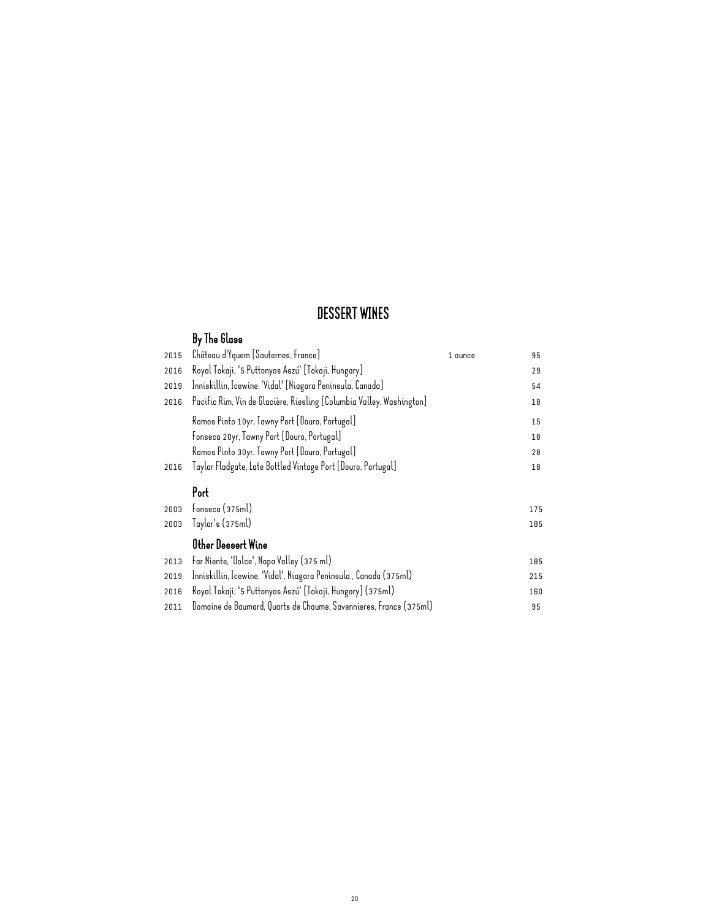# DESSERT WINES

## By The Glass

| | | | |
|---|---|---|---|
| 2015 | Château d'Yquem [Sauternes, France] | 1 ounce | 95 |
| 2016 | Royal Tokaji, '5 Puttonyos Aszú' [Tokaji, Hungary] | | 29 |
| 2019 | Inniskillin, Icewine, 'Vidal' [Niagara Peninsula, Canada] | | 54 |
| 2016 | Pacific Rim, Vin de Glacière, Riesling [Columbia Valley, Washington] | | 18 |
| | Ramos Pinto 10yr, Tawny Port [Douro, Portugal] | | 15 |
| | Fonseca 20yr, Tawny Port [Douro, Portugal] | | 18 |
| | Ramos Pinto 30yr, Tawny Port [Douro, Portugal] | | 28 |
| 2016 | Taylor Fladgate, Late Bottled Vintage Port [Douro, Portugal] | | 18 |

## Port

| | | |
|---|---|---|
| 2003 | Fonseca (375ml) | 175 |
| 2003 | Taylor's (375ml) | 185 |

## Other Dessert Wine

| | | |
|---|---|---|
| 2013 | Far Niente, 'Dolce', Napa Valley (375 ml) | 185 |
| 2019 | Inniskillin, Icewine, 'Vidal', Niagara Peninsula , Canada (375ml) | 215 |
| 2016 | Royal Tokaji, '5 Puttonyos Aszú' [Tokaji, Hungary] (375ml) | 160 |
| 2011 | Domaine de Baumard, Quarts de Chaume, Savennieres, France (375ml) | 95 |